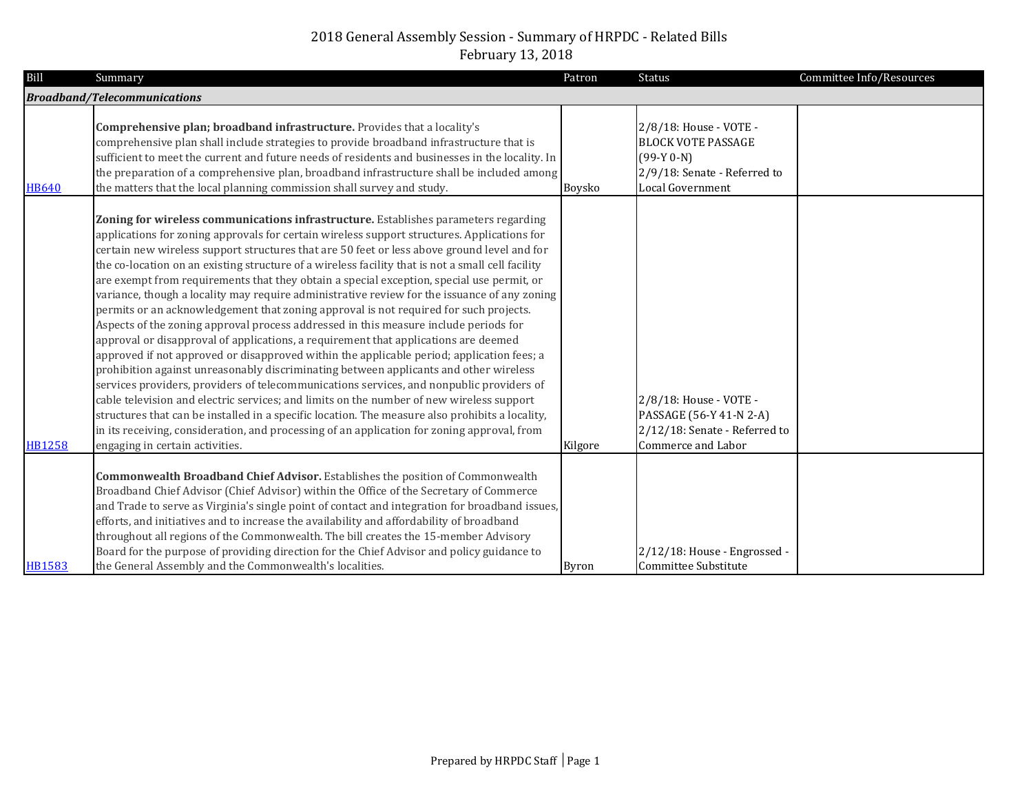# 2018 General Assembly Session - Summary of HRPDC - Related Bills

February 13, 2018

| Bill | Summary | Patron | Status | Committee Info/Resources |
|---|---|---|---|---|
| ***Broadband/Telecommunications*** | | | | |
| HB640 | **Comprehensive plan; broadband infrastructure.** Provides that a locality's comprehensive plan shall include strategies to provide broadband infrastructure that is sufficient to meet the current and future needs of residents and businesses in the locality. In the preparation of a comprehensive plan, broadband infrastructure shall be included among the matters that the local planning commission shall survey and study. | Boysko | 2/8/18: House - VOTE - BLOCK VOTE PASSAGE (99-Y 0-N)<br>2/9/18: Senate - Referred to Local Government | |
| HB1258 | **Zoning for wireless communications infrastructure.** Establishes parameters regarding applications for zoning approvals for certain wireless support structures. Applications for certain new wireless support structures that are 50 feet or less above ground level and for the co-location on an existing structure of a wireless facility that is not a small cell facility are exempt from requirements that they obtain a special exception, special use permit, or variance, though a locality may require administrative review for the issuance of any zoning permits or an acknowledgement that zoning approval is not required for such projects. Aspects of the zoning approval process addressed in this measure include periods for approval or disapproval of applications, a requirement that applications are deemed approved if not approved or disapproved within the applicable period; application fees; a prohibition against unreasonably discriminating between applicants and other wireless services providers, providers of telecommunications services, and nonpublic providers of cable television and electric services; and limits on the number of new wireless support structures that can be installed in a specific location. The measure also prohibits a locality, in its receiving, consideration, and processing of an application for zoning approval, from engaging in certain activities. | Kilgore | 2/8/18: House - VOTE - PASSAGE (56-Y 41-N 2-A)<br>2/12/18: Senate - Referred to Commerce and Labor | |
| HB1583 | **Commonwealth Broadband Chief Advisor.** Establishes the position of Commonwealth Broadband Chief Advisor (Chief Advisor) within the Office of the Secretary of Commerce and Trade to serve as Virginia's single point of contact and integration for broadband issues, efforts, and initiatives and to increase the availability and affordability of broadband throughout all regions of the Commonwealth. The bill creates the 15-member Advisory Board for the purpose of providing direction for the Chief Advisor and policy guidance to the General Assembly and the Commonwealth's localities. | Byron | 2/12/18: House - Engrossed - Committee Substitute | |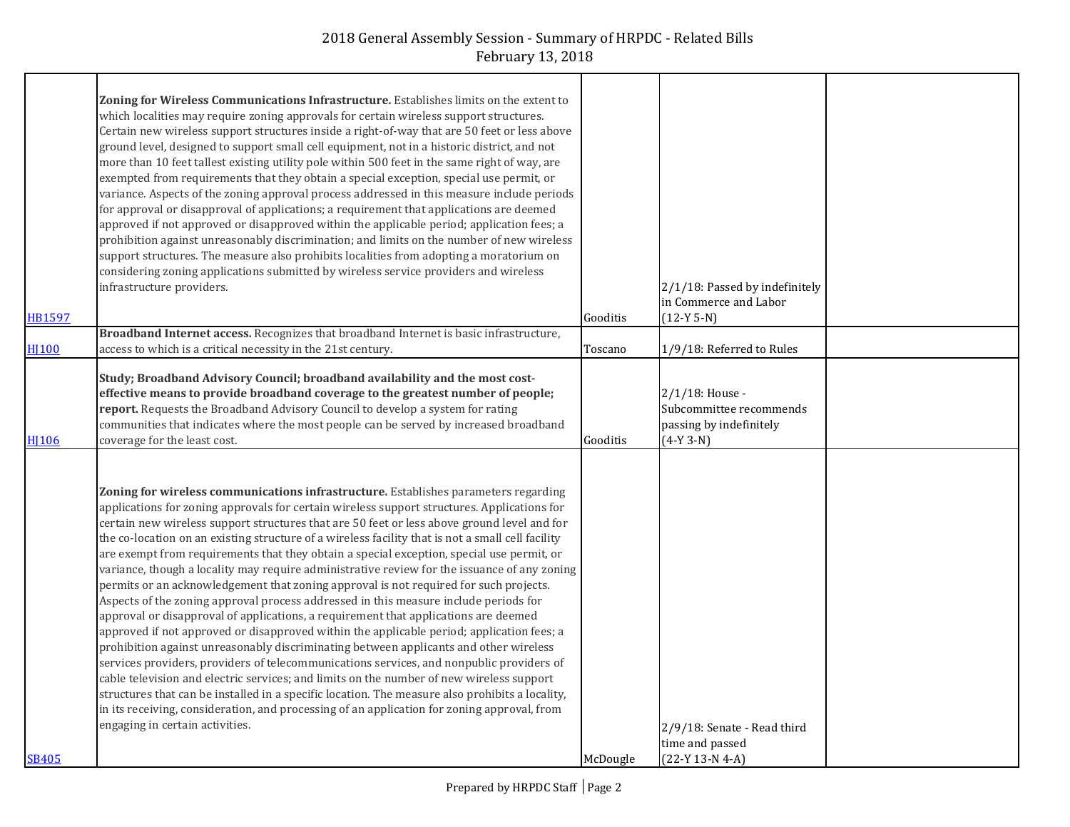| | | | | |
|---|---|---|---|---|
| HB1597 | **Zoning for Wireless Communications Infrastructure.** Establishes limits on the extent to which localities may require zoning approvals for certain wireless support structures. Certain new wireless support structures inside a right-of-way that are 50 feet or less above ground level, designed to support small cell equipment, not in a historic district, and not more than 10 feet tallest existing utility pole within 500 feet in the same right of way, are exempted from requirements that they obtain a special exception, special use permit, or variance. Aspects of the zoning approval process addressed in this measure include periods for approval or disapproval of applications; a requirement that applications are deemed approved if not approved or disapproved within the applicable period; application fees; a prohibition against unreasonably discrimination; and limits on the number of new wireless support structures. The measure also prohibits localities from adopting a moratorium on considering zoning applications submitted by wireless service providers and wireless infrastructure providers. | Gooditis | 2/1/18: Passed by indefinitely in Commerce and Labor (12-Y 5-N) | |
| HJ100 | **Broadband Internet access.** Recognizes that broadband Internet is basic infrastructure, access to which is a critical necessity in the 21st century. | Toscano | 1/9/18: Referred to Rules | |
| HJ106 | **Study; Broadband Advisory Council; broadband availability and the most cost-effective means to provide broadband coverage to the greatest number of people; report.** Requests the Broadband Advisory Council to develop a system for rating communities that indicates where the most people can be served by increased broadband coverage for the least cost. | Gooditis | 2/1/18: House - Subcommittee recommends passing by indefinitely (4-Y 3-N) | |
| SB405 | **Zoning for wireless communications infrastructure.** Establishes parameters regarding applications for zoning approvals for certain wireless support structures. Applications for certain new wireless support structures that are 50 feet or less above ground level and for the co-location on an existing structure of a wireless facility that is not a small cell facility are exempt from requirements that they obtain a special exception, special use permit, or variance, though a locality may require administrative review for the issuance of any zoning permits or an acknowledgement that zoning approval is not required for such projects. Aspects of the zoning approval process addressed in this measure include periods for approval or disapproval of applications, a requirement that applications are deemed approved if not approved or disapproved within the applicable period; application fees; a prohibition against unreasonably discriminating between applicants and other wireless services providers, providers of telecommunications services, and nonpublic providers of cable television and electric services; and limits on the number of new wireless support structures that can be installed in a specific location. The measure also prohibits a locality, in its receiving, consideration, and processing of an application for zoning approval, from engaging in certain activities. | McDougle | 2/9/18: Senate - Read third time and passed (22-Y 13-N 4-A) | |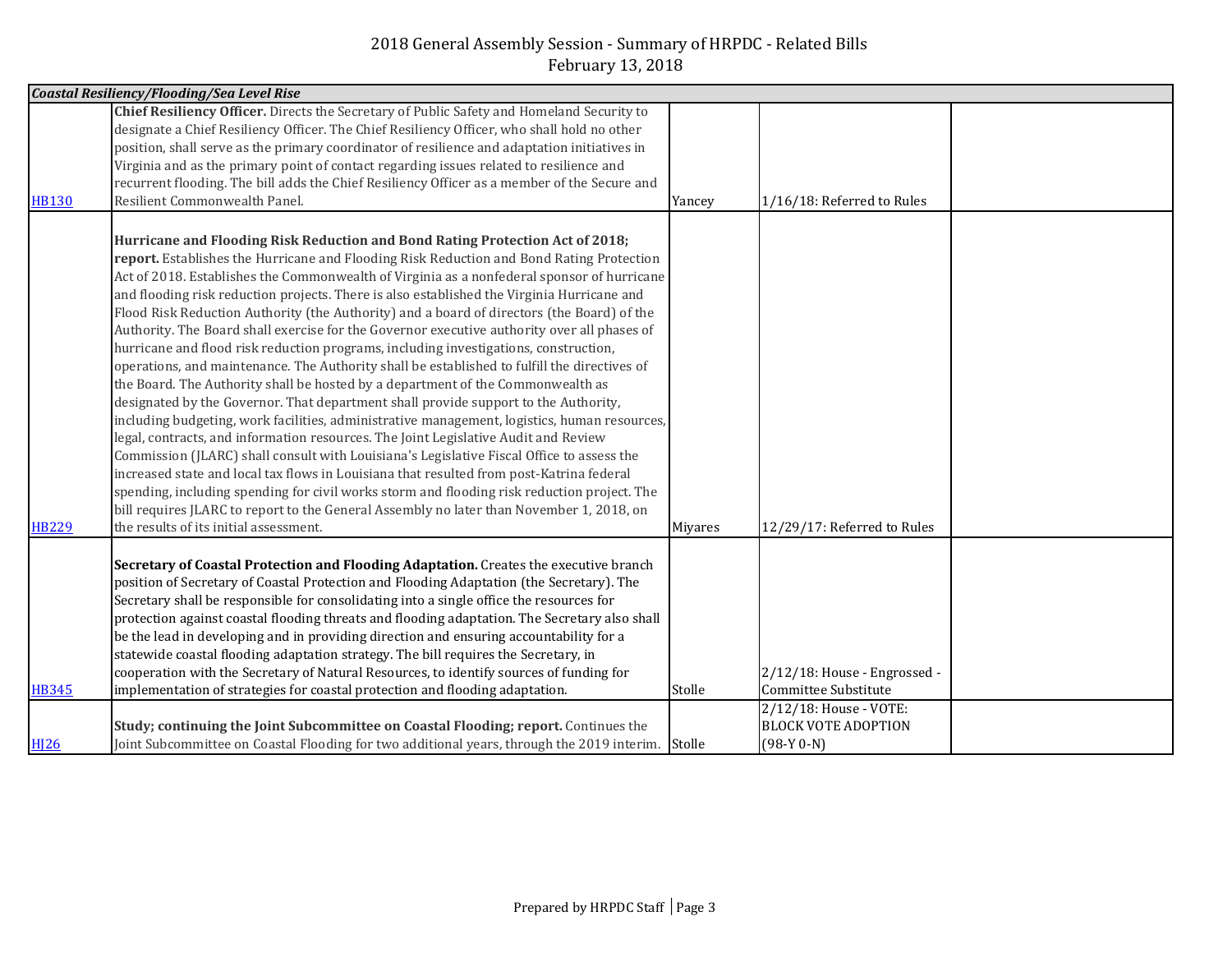# 2018 General Assembly Session - Summary of HRPDC - Related Bills
February 13, 2018

| *Coastal Resiliency/Flooding/Sea Level Rise* | | | | |
|---|---|---|---|---|
| HB130 | **Chief Resiliency Officer.** Directs the Secretary of Public Safety and Homeland Security to designate a Chief Resiliency Officer. The Chief Resiliency Officer, who shall hold no other position, shall serve as the primary coordinator of resilience and adaptation initiatives in Virginia and as the primary point of contact regarding issues related to resilience and recurrent flooding. The bill adds the Chief Resiliency Officer as a member of the Secure and Resilient Commonwealth Panel. | Yancey | 1/16/18: Referred to Rules | |
| HB229 | **Hurricane and Flooding Risk Reduction and Bond Rating Protection Act of 2018; report.** Establishes the Hurricane and Flooding Risk Reduction and Bond Rating Protection Act of 2018. Establishes the Commonwealth of Virginia as a nonfederal sponsor of hurricane and flooding risk reduction projects. There is also established the Virginia Hurricane and Flood Risk Reduction Authority (the Authority) and a board of directors (the Board) of the Authority. The Board shall exercise for the Governor executive authority over all phases of hurricane and flood risk reduction programs, including investigations, construction, operations, and maintenance. The Authority shall be established to fulfill the directives of the Board. The Authority shall be hosted by a department of the Commonwealth as designated by the Governor. That department shall provide support to the Authority, including budgeting, work facilities, administrative management, logistics, human resources, legal, contracts, and information resources. The Joint Legislative Audit and Review Commission (JLARC) shall consult with Louisiana's Legislative Fiscal Office to assess the increased state and local tax flows in Louisiana that resulted from post-Katrina federal spending, including spending for civil works storm and flooding risk reduction project. The bill requires JLARC to report to the General Assembly no later than November 1, 2018, on the results of its initial assessment. | Miyares | 12/29/17: Referred to Rules | |
| HB345 | **Secretary of Coastal Protection and Flooding Adaptation.** Creates the executive branch position of Secretary of Coastal Protection and Flooding Adaptation (the Secretary). The Secretary shall be responsible for consolidating into a single office the resources for protection against coastal flooding threats and flooding adaptation. The Secretary also shall be the lead in developing and in providing direction and ensuring accountability for a statewide coastal flooding adaptation strategy. The bill requires the Secretary, in cooperation with the Secretary of Natural Resources, to identify sources of funding for implementation of strategies for coastal protection and flooding adaptation. | Stolle | 2/12/18: House - Engrossed - Committee Substitute | |
| HJ26 | **Study; continuing the Joint Subcommittee on Coastal Flooding; report.** Continues the Joint Subcommittee on Coastal Flooding for two additional years, through the 2019 interim. | Stolle | 2/12/18: House - VOTE: BLOCK VOTE ADOPTION (98-Y 0-N) | |

Prepared by HRPDC Staff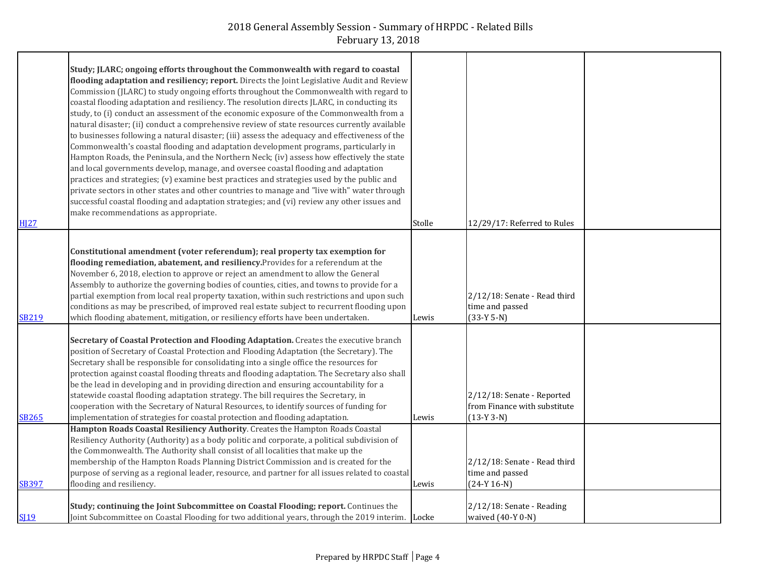| | | | | |
|---|---|---|---|---|
| HJ27 | **Study; JLARC; ongoing efforts throughout the Commonwealth with regard to coastal flooding adaptation and resiliency; report.** Directs the Joint Legislative Audit and Review Commission (JLARC) to study ongoing efforts throughout the Commonwealth with regard to coastal flooding adaptation and resiliency. The resolution directs JLARC, in conducting its study, to (i) conduct an assessment of the economic exposure of the Commonwealth from a natural disaster; (ii) conduct a comprehensive review of state resources currently available to businesses following a natural disaster; (iii) assess the adequacy and effectiveness of the Commonwealth's coastal flooding and adaptation development programs, particularly in Hampton Roads, the Peninsula, and the Northern Neck; (iv) assess how effectively the state and local governments develop, manage, and oversee coastal flooding and adaptation practices and strategies; (v) examine best practices and strategies used by the public and private sectors in other states and other countries to manage and "live with" water through successful coastal flooding and adaptation strategies; and (vi) review any other issues and make recommendations as appropriate. | Stolle | 12/29/17: Referred to Rules | |
| SB219 | **Constitutional amendment (voter referendum); real property tax exemption for flooding remediation, abatement, and resiliency.**Provides for a referendum at the November 6, 2018, election to approve or reject an amendment to allow the General Assembly to authorize the governing bodies of counties, cities, and towns to provide for a partial exemption from local real property taxation, within such restrictions and upon such conditions as may be prescribed, of improved real estate subject to recurrent flooding upon which flooding abatement, mitigation, or resiliency efforts have been undertaken. | Lewis | 2/12/18: Senate - Read third time and passed (33-Y 5-N) | |
| SB265 | **Secretary of Coastal Protection and Flooding Adaptation.** Creates the executive branch position of Secretary of Coastal Protection and Flooding Adaptation (the Secretary). The Secretary shall be responsible for consolidating into a single office the resources for protection against coastal flooding threats and flooding adaptation. The Secretary also shall be the lead in developing and in providing direction and ensuring accountability for a statewide coastal flooding adaptation strategy. The bill requires the Secretary, in cooperation with the Secretary of Natural Resources, to identify sources of funding for implementation of strategies for coastal protection and flooding adaptation. | Lewis | 2/12/18: Senate - Reported from Finance with substitute (13-Y 3-N) | |
| SB397 | **Hampton Roads Coastal Resiliency Authority**. Creates the Hampton Roads Coastal Resiliency Authority (Authority) as a body politic and corporate, a political subdivision of the Commonwealth. The Authority shall consist of all localities that make up the membership of the Hampton Roads Planning District Commission and is created for the purpose of serving as a regional leader, resource, and partner for all issues related to coastal flooding and resiliency. | Lewis | 2/12/18: Senate - Read third time and passed (24-Y 16-N) | |
| SJ19 | **Study; continuing the Joint Subcommittee on Coastal Flooding; report.** Continues the Joint Subcommittee on Coastal Flooding for two additional years, through the 2019 interim. | Locke | 2/12/18: Senate - Reading waived (40-Y 0-N) | |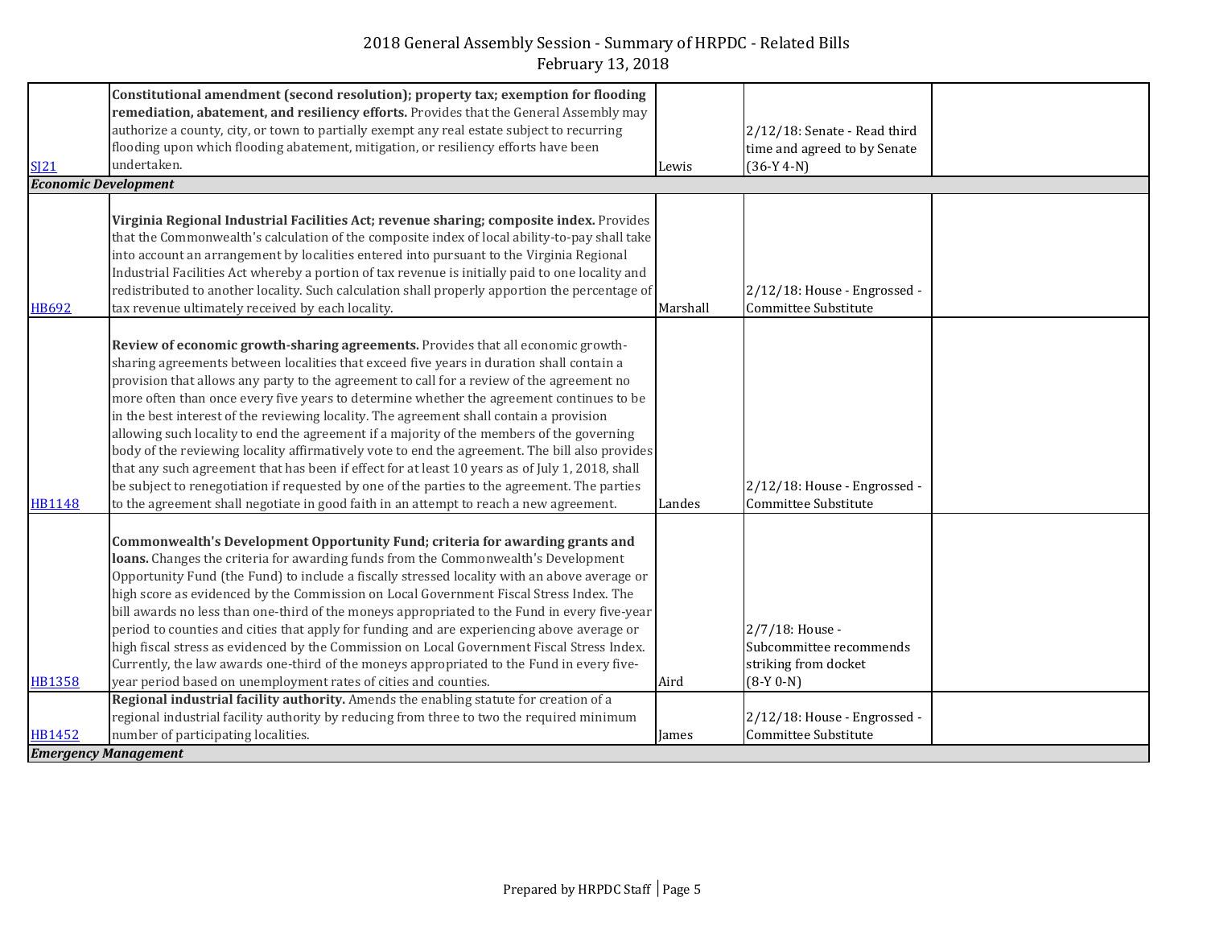| | | | | |
|---|---|---|---|---|
| SJ21 | **Constitutional amendment (second resolution); property tax; exemption for flooding remediation, abatement, and resiliency efforts.** Provides that the General Assembly may authorize a county, city, or town to partially exempt any real estate subject to recurring flooding upon which flooding abatement, mitigation, or resiliency efforts have been undertaken. | Lewis | 2/12/18: Senate - Read third time and agreed to by Senate (36-Y 4-N) | |
| ***Economic Development*** | | | | |
| HB692 | **Virginia Regional Industrial Facilities Act; revenue sharing; composite index.** Provides that the Commonwealth's calculation of the composite index of local ability-to-pay shall take into account an arrangement by localities entered into pursuant to the Virginia Regional Industrial Facilities Act whereby a portion of tax revenue is initially paid to one locality and redistributed to another locality. Such calculation shall properly apportion the percentage of tax revenue ultimately received by each locality. | Marshall | 2/12/18: House - Engrossed - Committee Substitute | |
| HB1148 | **Review of economic growth-sharing agreements.** Provides that all economic growth-sharing agreements between localities that exceed five years in duration shall contain a provision that allows any party to the agreement to call for a review of the agreement no more often than once every five years to determine whether the agreement continues to be in the best interest of the reviewing locality. The agreement shall contain a provision allowing such locality to end the agreement if a majority of the members of the governing body of the reviewing locality affirmatively vote to end the agreement. The bill also provides that any such agreement that has been if effect for at least 10 years as of July 1, 2018, shall be subject to renegotiation if requested by one of the parties to the agreement. The parties to the agreement shall negotiate in good faith in an attempt to reach a new agreement. | Landes | 2/12/18: House - Engrossed - Committee Substitute | |
| HB1358 | **Commonwealth's Development Opportunity Fund; criteria for awarding grants and loans.** Changes the criteria for awarding funds from the Commonwealth's Development Opportunity Fund (the Fund) to include a fiscally stressed locality with an above average or high score as evidenced by the Commission on Local Government Fiscal Stress Index. The bill awards no less than one-third of the moneys appropriated to the Fund in every five-year period to counties and cities that apply for funding and are experiencing above average or high fiscal stress as evidenced by the Commission on Local Government Fiscal Stress Index. Currently, the law awards one-third of the moneys appropriated to the Fund in every five-year period based on unemployment rates of cities and counties. | Aird | 2/7/18: House - Subcommittee recommends striking from docket (8-Y 0-N) | |
| HB1452 | **Regional industrial facility authority.** Amends the enabling statute for creation of a regional industrial facility authority by reducing from three to two the required minimum number of participating localities. | James | 2/12/18: House - Engrossed - Committee Substitute | |
| ***Emergency Management*** | | | | |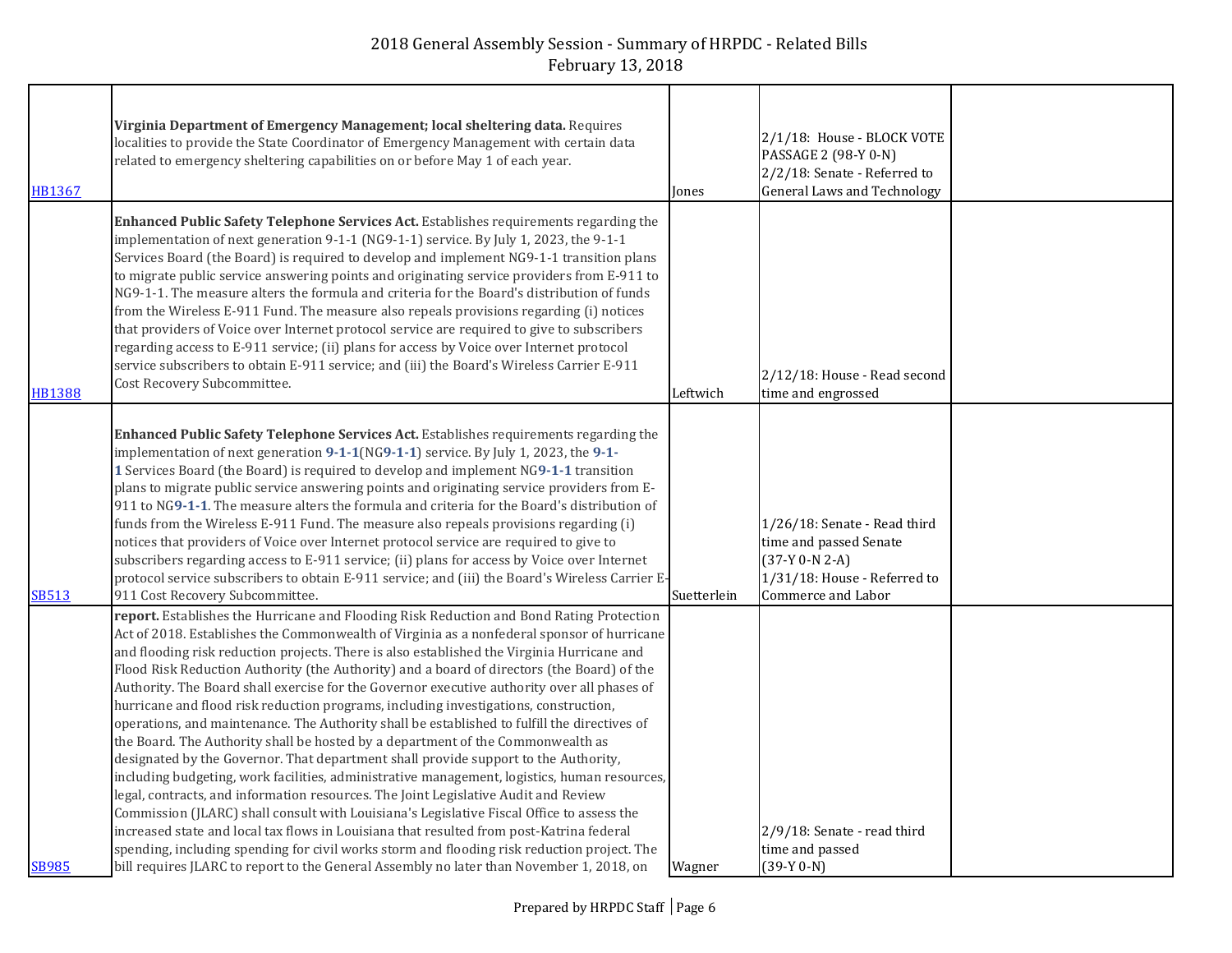| | | | | |
|---|---|---|---|---|
| HB1367 | **Virginia Department of Emergency Management; local sheltering data.** Requires localities to provide the State Coordinator of Emergency Management with certain data related to emergency sheltering capabilities on or before May 1 of each year. | Jones | 2/1/18: House - BLOCK VOTE PASSAGE 2 (98-Y 0-N) 2/2/18: Senate - Referred to General Laws and Technology | |
| HB1388 | **Enhanced Public Safety Telephone Services Act.** Establishes requirements regarding the implementation of next generation 9-1-1 (NG9-1-1) service. By July 1, 2023, the 9-1-1 Services Board (the Board) is required to develop and implement NG9-1-1 transition plans to migrate public service answering points and originating service providers from E-911 to NG9-1-1. The measure alters the formula and criteria for the Board's distribution of funds from the Wireless E-911 Fund. The measure also repeals provisions regarding (i) notices that providers of Voice over Internet protocol service are required to give to subscribers regarding access to E-911 service; (ii) plans for access by Voice over Internet protocol service subscribers to obtain E-911 service; and (iii) the Board's Wireless Carrier E-911 Cost Recovery Subcommittee. | Leftwich | 2/12/18: House - Read second time and engrossed | |
| SB513 | **Enhanced Public Safety Telephone Services Act.** Establishes requirements regarding the implementation of next generation **9-1-1**(NG**9-1-1**) service. By July 1, 2023, the **9-1-1** Services Board (the Board) is required to develop and implement NG**9-1-1** transition plans to migrate public service answering points and originating service providers from E-911 to NG**9-1-1**. The measure alters the formula and criteria for the Board's distribution of funds from the Wireless E-911 Fund. The measure also repeals provisions regarding (i) notices that providers of Voice over Internet protocol service are required to give to subscribers regarding access to E-911 service; (ii) plans for access by Voice over Internet protocol service subscribers to obtain E-911 service; and (iii) the Board's Wireless Carrier E-911 Cost Recovery Subcommittee. | Suetterlein | 1/26/18: Senate - Read third time and passed Senate (37-Y 0-N 2-A) 1/31/18: House - Referred to Commerce and Labor | |
| SB985 | **report.** Establishes the Hurricane and Flooding Risk Reduction and Bond Rating Protection Act of 2018. Establishes the Commonwealth of Virginia as a nonfederal sponsor of hurricane and flooding risk reduction projects. There is also established the Virginia Hurricane and Flood Risk Reduction Authority (the Authority) and a board of directors (the Board) of the Authority. The Board shall exercise for the Governor executive authority over all phases of hurricane and flood risk reduction programs, including investigations, construction, operations, and maintenance. The Authority shall be established to fulfill the directives of the Board. The Authority shall be hosted by a department of the Commonwealth as designated by the Governor. That department shall provide support to the Authority, including budgeting, work facilities, administrative management, logistics, human resources, legal, contracts, and information resources. The Joint Legislative Audit and Review Commission (JLARC) shall consult with Louisiana's Legislative Fiscal Office to assess the increased state and local tax flows in Louisiana that resulted from post-Katrina federal spending, including spending for civil works storm and flooding risk reduction project. The bill requires JLARC to report to the General Assembly no later than November 1, 2018, on | Wagner | 2/9/18: Senate - read third time and passed (39-Y 0-N) | |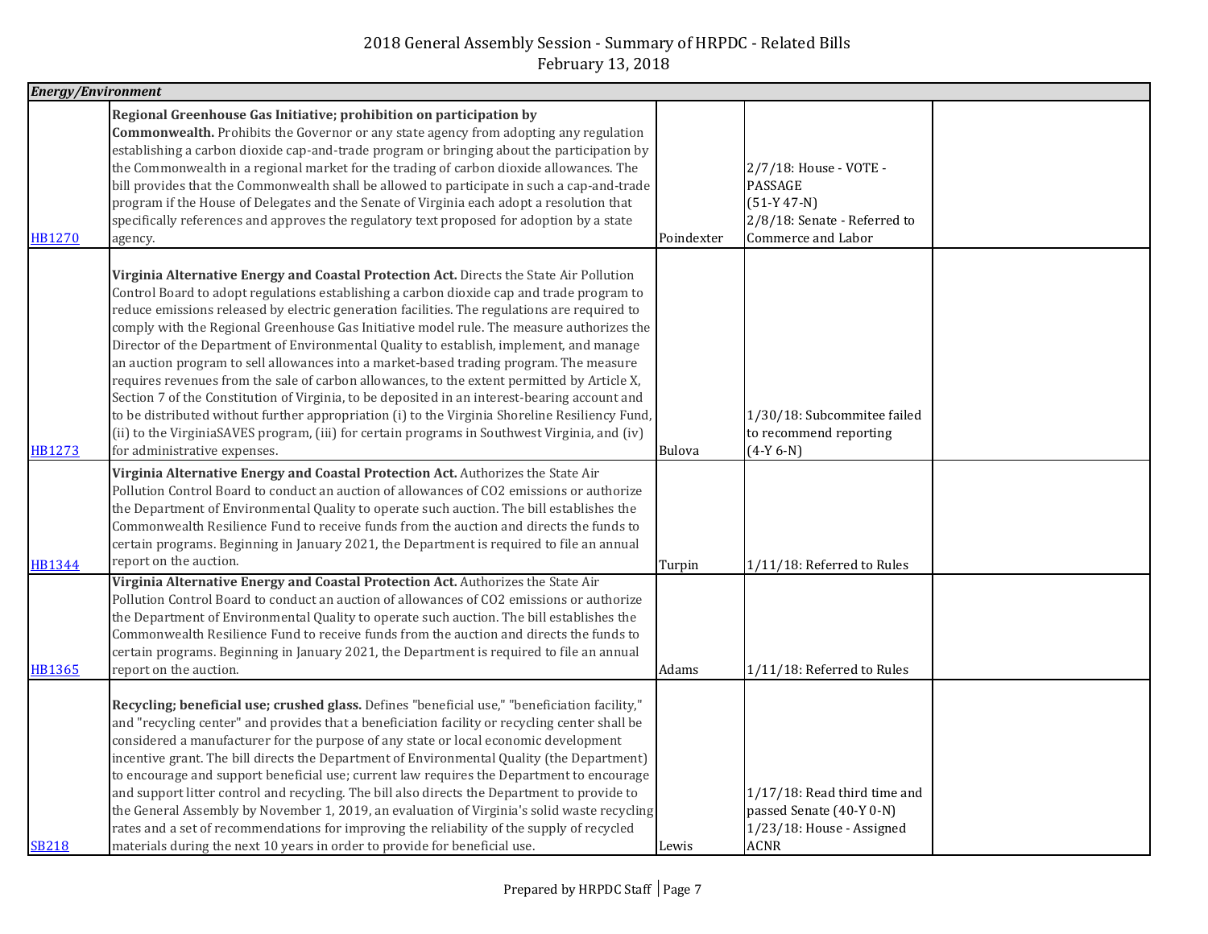# 2018 General Assembly Session - Summary of HRPDC - Related Bills
February 13, 2018

| *Energy/Environment* | | | | |
|---|---|---|---|---|
| HB1270 | **Regional Greenhouse Gas Initiative; prohibition on participation by Commonwealth.** Prohibits the Governor or any state agency from adopting any regulation establishing a carbon dioxide cap-and-trade program or bringing about the participation by the Commonwealth in a regional market for the trading of carbon dioxide allowances. The bill provides that the Commonwealth shall be allowed to participate in such a cap-and-trade program if the House of Delegates and the Senate of Virginia each adopt a resolution that specifically references and approves the regulatory text proposed for adoption by a state agency. | Poindexter | 2/7/18: House - VOTE - PASSAGE (51-Y 47-N) 2/8/18: Senate - Referred to Commerce and Labor | |
| HB1273 | **Virginia Alternative Energy and Coastal Protection Act.** Directs the State Air Pollution Control Board to adopt regulations establishing a carbon dioxide cap and trade program to reduce emissions released by electric generation facilities. The regulations are required to comply with the Regional Greenhouse Gas Initiative model rule. The measure authorizes the Director of the Department of Environmental Quality to establish, implement, and manage an auction program to sell allowances into a market-based trading program. The measure requires revenues from the sale of carbon allowances, to the extent permitted by Article X, Section 7 of the Constitution of Virginia, to be deposited in an interest-bearing account and to be distributed without further appropriation (i) to the Virginia Shoreline Resiliency Fund, (ii) to the VirginiaSAVES program, (iii) for certain programs in Southwest Virginia, and (iv) for administrative expenses. | Bulova | 1/30/18: Subcommitee failed to recommend reporting (4-Y 6-N) | |
| HB1344 | **Virginia Alternative Energy and Coastal Protection Act.** Authorizes the State Air Pollution Control Board to conduct an auction of allowances of CO2 emissions or authorize the Department of Environmental Quality to operate such auction. The bill establishes the Commonwealth Resilience Fund to receive funds from the auction and directs the funds to certain programs. Beginning in January 2021, the Department is required to file an annual report on the auction. | Turpin | 1/11/18: Referred to Rules | |
| HB1365 | **Virginia Alternative Energy and Coastal Protection Act.** Authorizes the State Air Pollution Control Board to conduct an auction of allowances of CO2 emissions or authorize the Department of Environmental Quality to operate such auction. The bill establishes the Commonwealth Resilience Fund to receive funds from the auction and directs the funds to certain programs. Beginning in January 2021, the Department is required to file an annual report on the auction. | Adams | 1/11/18: Referred to Rules | |
| SB218 | **Recycling; beneficial use; crushed glass.** Defines "beneficial use," "beneficiation facility," and "recycling center" and provides that a beneficiation facility or recycling center shall be considered a manufacturer for the purpose of any state or local economic development incentive grant. The bill directs the Department of Environmental Quality (the Department) to encourage and support beneficial use; current law requires the Department to encourage and support litter control and recycling. The bill also directs the Department to provide to the General Assembly by November 1, 2019, an evaluation of Virginia's solid waste recycling rates and a set of recommendations for improving the reliability of the supply of recycled materials during the next 10 years in order to provide for beneficial use. | Lewis | 1/17/18: Read third time and passed Senate (40-Y 0-N) 1/23/18: House - Assigned ACNR | |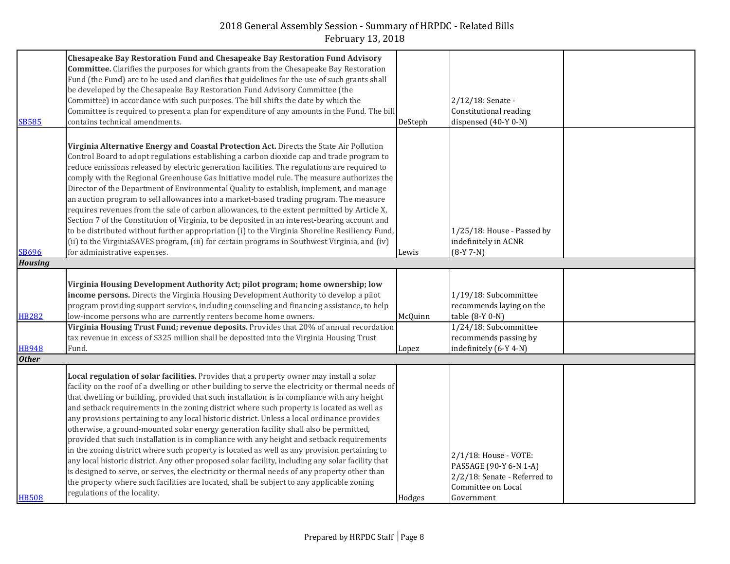| | | | | |
|---|---|---|---|---|
| SB585 | **Chesapeake Bay Restoration Fund and Chesapeake Bay Restoration Fund Advisory Committee.** Clarifies the purposes for which grants from the Chesapeake Bay Restoration Fund (the Fund) are to be used and clarifies that guidelines for the use of such grants shall be developed by the Chesapeake Bay Restoration Fund Advisory Committee (the Committee) in accordance with such purposes. The bill shifts the date by which the Committee is required to present a plan for expenditure of any amounts in the Fund. The bill contains technical amendments. | DeSteph | 2/12/18: Senate - Constitutional reading dispensed (40-Y 0-N) | |
| SB696 | **Virginia Alternative Energy and Coastal Protection Act.** Directs the State Air Pollution Control Board to adopt regulations establishing a carbon dioxide cap and trade program to reduce emissions released by electric generation facilities. The regulations are required to comply with the Regional Greenhouse Gas Initiative model rule. The measure authorizes the Director of the Department of Environmental Quality to establish, implement, and manage an auction program to sell allowances into a market-based trading program. The measure requires revenues from the sale of carbon allowances, to the extent permitted by Article X, Section 7 of the Constitution of Virginia, to be deposited in an interest-bearing account and to be distributed without further appropriation (i) to the Virginia Shoreline Resiliency Fund, (ii) to the VirginiaSAVES program, (iii) for certain programs in Southwest Virginia, and (iv) for administrative expenses. | Lewis | 1/25/18: House - Passed by indefinitely in ACNR (8-Y 7-N) | |
| ***Housing*** | | | | |
| HB282 | **Virginia Housing Development Authority Act; pilot program; home ownership; low income persons.** Directs the Virginia Housing Development Authority to develop a pilot program providing support services, including counseling and financing assistance, to help low-income persons who are currently renters become home owners. | McQuinn | 1/19/18: Subcommittee recommends laying on the table (8-Y 0-N) | |
| HB948 | **Virginia Housing Trust Fund; revenue deposits.** Provides that 20% of annual recordation tax revenue in excess of $325 million shall be deposited into the Virginia Housing Trust Fund. | Lopez | 1/24/18: Subcommittee recommends passing by indefinitely (6-Y 4-N) | |
| ***Other*** | | | | |
| HB508 | **Local regulation of solar facilities.** Provides that a property owner may install a solar facility on the roof of a dwelling or other building to serve the electricity or thermal needs of that dwelling or building, provided that such installation is in compliance with any height and setback requirements in the zoning district where such property is located as well as any provisions pertaining to any local historic district. Unless a local ordinance provides otherwise, a ground-mounted solar energy generation facility shall also be permitted, provided that such installation is in compliance with any height and setback requirements in the zoning district where such property is located as well as any provision pertaining to any local historic district. Any other proposed solar facility, including any solar facility that is designed to serve, or serves, the electricity or thermal needs of any property other than the property where such facilities are located, shall be subject to any applicable zoning regulations of the locality. | Hodges | 2/1/18: House - VOTE: PASSAGE (90-Y 6-N 1-A) 2/2/18: Senate - Referred to Committee on Local Government | |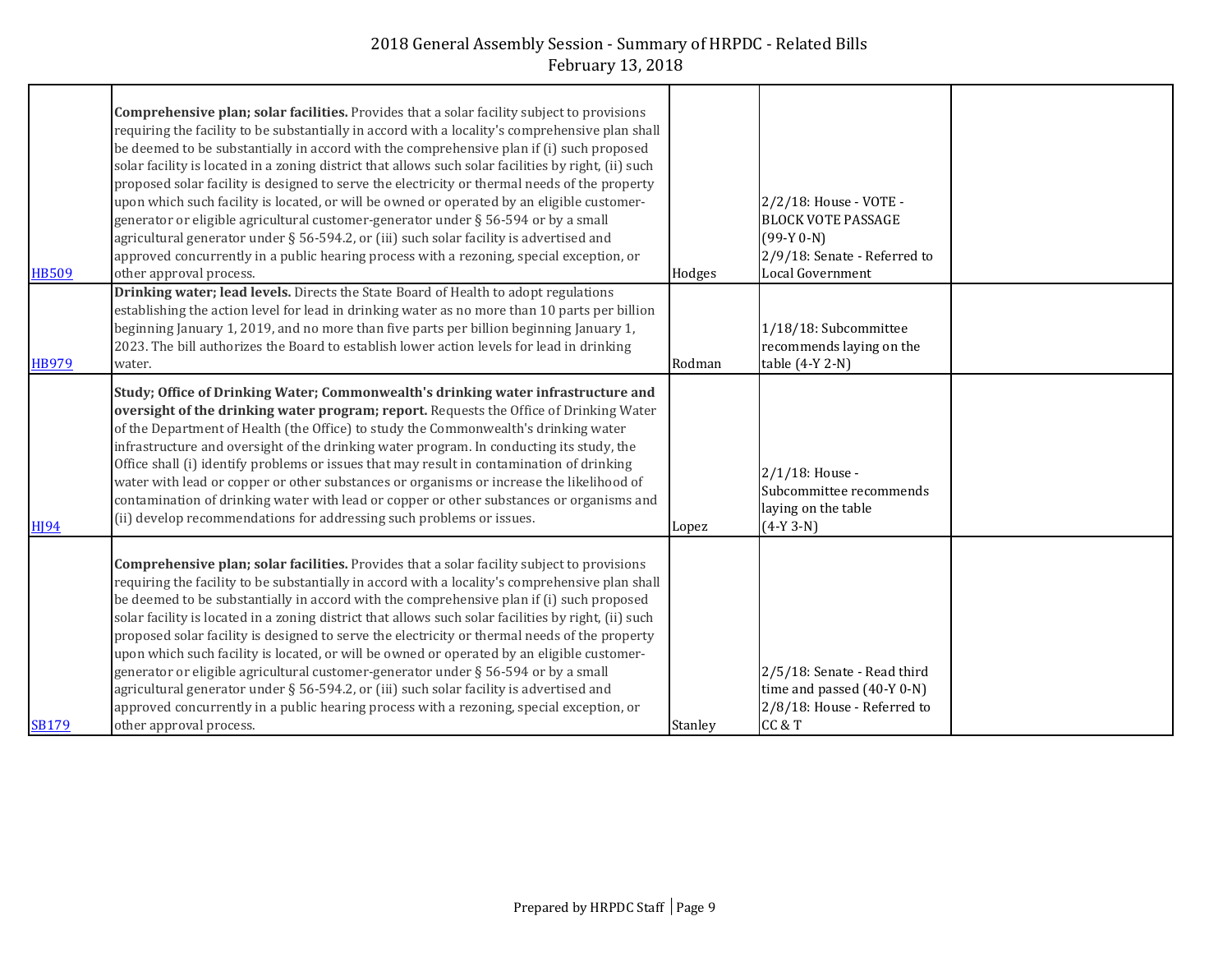# 2018 General Assembly Session - Summary of HRPDC - Related Bills
February 13, 2018

| | | | | |
|---|---|---|---|---|
| HB509 | **Comprehensive plan; solar facilities.** Provides that a solar facility subject to provisions requiring the facility to be substantially in accord with a locality's comprehensive plan shall be deemed to be substantially in accord with the comprehensive plan if (i) such proposed solar facility is located in a zoning district that allows such solar facilities by right, (ii) such proposed solar facility is designed to serve the electricity or thermal needs of the property upon which such facility is located, or will be owned or operated by an eligible customer-generator or eligible agricultural customer-generator under § 56-594 or by a small agricultural generator under § 56-594.2, or (iii) such solar facility is advertised and approved concurrently in a public hearing process with a rezoning, special exception, or other approval process. | Hodges | 2/2/18: House - VOTE - BLOCK VOTE PASSAGE (99-Y 0-N) 2/9/18: Senate - Referred to Local Government | |
| HB979 | **Drinking water; lead levels.** Directs the State Board of Health to adopt regulations establishing the action level for lead in drinking water as no more than 10 parts per billion beginning January 1, 2019, and no more than five parts per billion beginning January 1, 2023. The bill authorizes the Board to establish lower action levels for lead in drinking water. | Rodman | 1/18/18: Subcommittee recommends laying on the table (4-Y 2-N) | |
| HJ94 | **Study; Office of Drinking Water; Commonwealth's drinking water infrastructure and oversight of the drinking water program; report.** Requests the Office of Drinking Water of the Department of Health (the Office) to study the Commonwealth's drinking water infrastructure and oversight of the drinking water program. In conducting its study, the Office shall (i) identify problems or issues that may result in contamination of drinking water with lead or copper or other substances or organisms or increase the likelihood of contamination of drinking water with lead or copper or other substances or organisms and (ii) develop recommendations for addressing such problems or issues. | Lopez | 2/1/18: House - Subcommittee recommends laying on the table (4-Y 3-N) | |
| SB179 | **Comprehensive plan; solar facilities.** Provides that a solar facility subject to provisions requiring the facility to be substantially in accord with a locality's comprehensive plan shall be deemed to be substantially in accord with the comprehensive plan if (i) such proposed solar facility is located in a zoning district that allows such solar facilities by right, (ii) such proposed solar facility is designed to serve the electricity or thermal needs of the property upon which such facility is located, or will be owned or operated by an eligible customer-generator or eligible agricultural customer-generator under § 56-594 or by a small agricultural generator under § 56-594.2, or (iii) such solar facility is advertised and approved concurrently in a public hearing process with a rezoning, special exception, or other approval process. | Stanley | 2/5/18: Senate - Read third time and passed (40-Y 0-N) 2/8/18: House - Referred to CC & T | |

Prepared by HRPDC Staff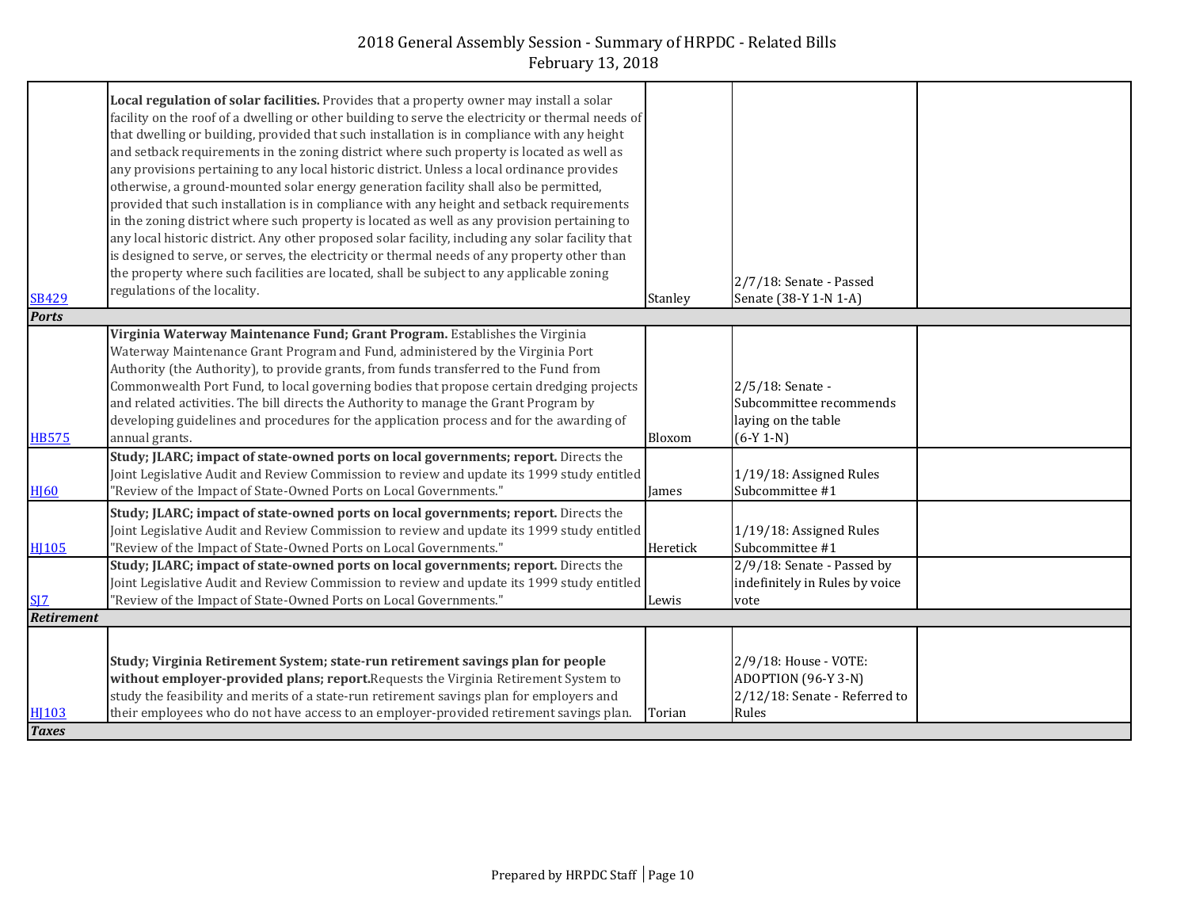# 2018 General Assembly Session - Summary of HRPDC - Related Bills
February 13, 2018

| | | | | |
|---|---|---|---|---|
| SB429 | **Local regulation of solar facilities.** Provides that a property owner may install a solar facility on the roof of a dwelling or other building to serve the electricity or thermal needs of that dwelling or building, provided that such installation is in compliance with any height and setback requirements in the zoning district where such property is located as well as any provisions pertaining to any local historic district. Unless a local ordinance provides otherwise, a ground-mounted solar energy generation facility shall also be permitted, provided that such installation is in compliance with any height and setback requirements in the zoning district where such property is located as well as any provision pertaining to any local historic district. Any other proposed solar facility, including any solar facility that is designed to serve, or serves, the electricity or thermal needs of any property other than the property where such facilities are located, shall be subject to any applicable zoning regulations of the locality. | Stanley | 2/7/18: Senate - Passed Senate (38-Y 1-N 1-A) | |
| ***Ports*** | | | | |
| HB575 | **Virginia Waterway Maintenance Fund; Grant Program.** Establishes the Virginia Waterway Maintenance Grant Program and Fund, administered by the Virginia Port Authority (the Authority), to provide grants, from funds transferred to the Fund from Commonwealth Port Fund, to local governing bodies that propose certain dredging projects and related activities. The bill directs the Authority to manage the Grant Program by developing guidelines and procedures for the application process and for the awarding of annual grants. | Bloxom | 2/5/18: Senate - Subcommittee recommends laying on the table (6-Y 1-N) | |
| HJ60 | **Study; JLARC; impact of state-owned ports on local governments; report.** Directs the Joint Legislative Audit and Review Commission to review and update its 1999 study entitled "Review of the Impact of State-Owned Ports on Local Governments." | James | 1/19/18: Assigned Rules Subcommittee #1 | |
| HJ105 | **Study; JLARC; impact of state-owned ports on local governments; report.** Directs the Joint Legislative Audit and Review Commission to review and update its 1999 study entitled "Review of the Impact of State-Owned Ports on Local Governments." | Heretick | 1/19/18: Assigned Rules Subcommittee #1 | |
| SJ7 | **Study; JLARC; impact of state-owned ports on local governments; report.** Directs the Joint Legislative Audit and Review Commission to review and update its 1999 study entitled "Review of the Impact of State-Owned Ports on Local Governments." | Lewis | 2/9/18: Senate - Passed by indefinitely in Rules by voice vote | |
| ***Retirement*** | | | | |
| HJ103 | **Study; Virginia Retirement System; state-run retirement savings plan for people without employer-provided plans; report.** Requests the Virginia Retirement System to study the feasibility and merits of a state-run retirement savings plan for employers and their employees who do not have access to an employer-provided retirement savings plan. | Torian | 2/9/18: House - VOTE: ADOPTION (96-Y 3-N) 2/12/18: Senate - Referred to Rules | |
| ***Taxes*** | | | | |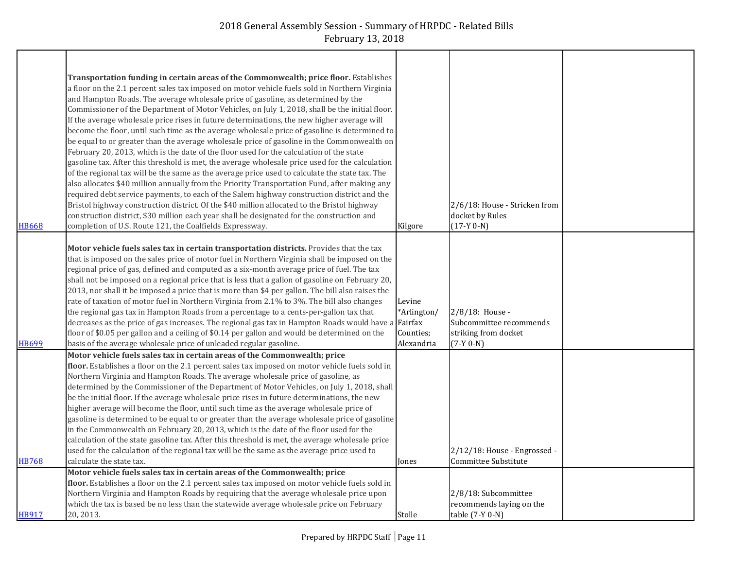| | | | | |
|---|---|---|---|---|
| HB668 | **Transportation funding in certain areas of the Commonwealth; price floor.** Establishes a floor on the 2.1 percent sales tax imposed on motor vehicle fuels sold in Northern Virginia and Hampton Roads. The average wholesale price of gasoline, as determined by the Commissioner of the Department of Motor Vehicles, on July 1, 2018, shall be the initial floor. If the average wholesale price rises in future determinations, the new higher average will become the floor, until such time as the average wholesale price of gasoline is determined to be equal to or greater than the average wholesale price of gasoline in the Commonwealth on February 20, 2013, which is the date of the floor used for the calculation of the state gasoline tax. After this threshold is met, the average wholesale price used for the calculation of the regional tax will be the same as the average price used to calculate the state tax. The also allocates $40 million annually from the Priority Transportation Fund, after making any required debt service payments, to each of the Salem highway construction district and the Bristol highway construction district. Of the $40 million allocated to the Bristol highway construction district, $30 million each year shall be designated for the construction and completion of U.S. Route 121, the Coalfields Expressway. | Kilgore | 2/6/18: House - Stricken from docket by Rules (17-Y 0-N) | |
| HB699 | **Motor vehicle fuels sales tax in certain transportation districts.** Provides that the tax that is imposed on the sales price of motor fuel in Northern Virginia shall be imposed on the regional price of gas, defined and computed as a six-month average price of fuel. The tax shall not be imposed on a regional price that is less that a gallon of gasoline on February 20, 2013, nor shall it be imposed a price that is more than $4 per gallon. The bill also raises the rate of taxation of motor fuel in Northern Virginia from 2.1% to 3%. The bill also changes the regional gas tax in Hampton Roads from a percentage to a cents-per-gallon tax that decreases as the price of gas increases. The regional gas tax in Hampton Roads would have a floor of $0.05 per gallon and a ceiling of $0.14 per gallon and would be determined on the basis of the average wholesale price of unleaded regular gasoline. | Levine *Arlington/ Fairfax Counties; Alexandria | 2/8/18: House - Subcommittee recommends striking from docket (7-Y 0-N) | |
| HB768 | **Motor vehicle fuels sales tax in certain areas of the Commonwealth; price floor.** Establishes a floor on the 2.1 percent sales tax imposed on motor vehicle fuels sold in Northern Virginia and Hampton Roads. The average wholesale price of gasoline, as determined by the Commissioner of the Department of Motor Vehicles, on July 1, 2018, shall be the initial floor. If the average wholesale price rises in future determinations, the new higher average will become the floor, until such time as the average wholesale price of gasoline is determined to be equal to or greater than the average wholesale price of gasoline in the Commonwealth on February 20, 2013, which is the date of the floor used for the calculation of the state gasoline tax. After this threshold is met, the average wholesale price used for the calculation of the regional tax will be the same as the average price used to calculate the state tax. | Jones | 2/12/18: House - Engrossed - Committee Substitute | |
| HB917 | **Motor vehicle fuels sales tax in certain areas of the Commonwealth; price floor.** Establishes a floor on the 2.1 percent sales tax imposed on motor vehicle fuels sold in Northern Virginia and Hampton Roads by requiring that the average wholesale price upon which the tax is based be no less than the statewide average wholesale price on February 20, 2013. | Stolle | 2/8/18: Subcommittee recommends laying on the table (7-Y 0-N) | |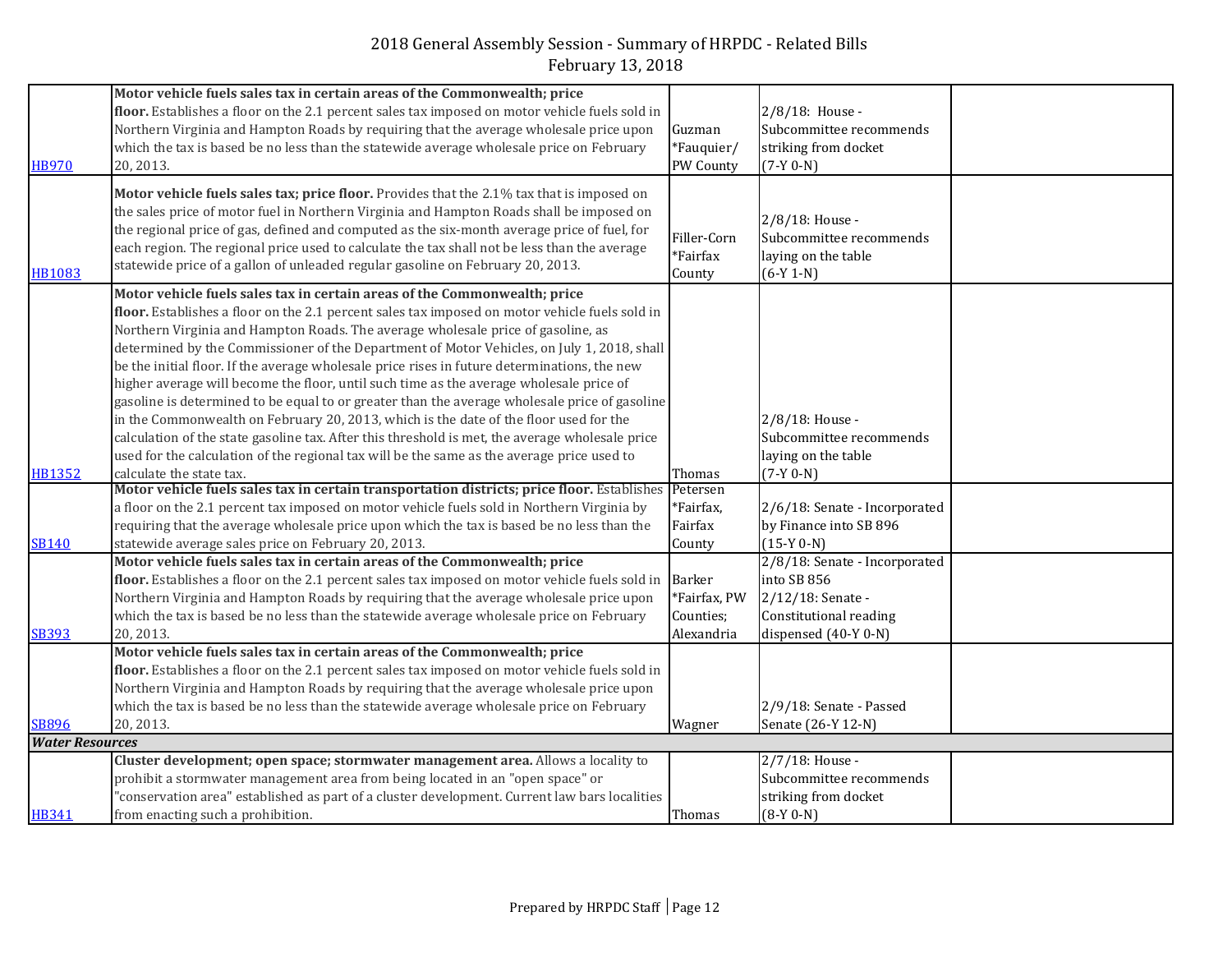# 2018 General Assembly Session - Summary of HRPDC - Related Bills
February 13, 2018

| | | | | |
|---|---|---|---|---|
| HB970 | **Motor vehicle fuels sales tax in certain areas of the Commonwealth; price floor.** Establishes a floor on the 2.1 percent sales tax imposed on motor vehicle fuels sold in Northern Virginia and Hampton Roads by requiring that the average wholesale price upon which the tax is based be no less than the statewide average wholesale price on February 20, 2013. | Guzman *Fauquier/ PW County | 2/8/18: House - Subcommittee recommends striking from docket (7-Y 0-N) | |
| HB1083 | **Motor vehicle fuels sales tax; price floor.** Provides that the 2.1% tax that is imposed on the sales price of motor fuel in Northern Virginia and Hampton Roads shall be imposed on the regional price of gas, defined and computed as the six-month average price of fuel, for each region. The regional price used to calculate the tax shall not be less than the average statewide price of a gallon of unleaded regular gasoline on February 20, 2013. | Filler-Corn *Fairfax County | 2/8/18: House - Subcommittee recommends laying on the table (6-Y 1-N) | |
| HB1352 | **Motor vehicle fuels sales tax in certain areas of the Commonwealth; price floor.** Establishes a floor on the 2.1 percent sales tax imposed on motor vehicle fuels sold in Northern Virginia and Hampton Roads. The average wholesale price of gasoline, as determined by the Commissioner of the Department of Motor Vehicles, on July 1, 2018, shall be the initial floor. If the average wholesale price rises in future determinations, the new higher average will become the floor, until such time as the average wholesale price of gasoline is determined to be equal to or greater than the average wholesale price of gasoline in the Commonwealth on February 20, 2013, which is the date of the floor used for the calculation of the state gasoline tax. After this threshold is met, the average wholesale price used for the calculation of the regional tax will be the same as the average price used to calculate the state tax. | Thomas | 2/8/18: House - Subcommittee recommends laying on the table (7-Y 0-N) | |
| SB140 | **Motor vehicle fuels sales tax in certain transportation districts; price floor.** Establishes a floor on the 2.1 percent tax imposed on motor vehicle fuels sold in Northern Virginia by requiring that the average wholesale price upon which the tax is based be no less than the statewide average sales price on February 20, 2013. | Petersen *Fairfax, Fairfax County | 2/6/18: Senate - Incorporated by Finance into SB 896 (15-Y 0-N) | |
| SB393 | **Motor vehicle fuels sales tax in certain areas of the Commonwealth; price floor.** Establishes a floor on the 2.1 percent sales tax imposed on motor vehicle fuels sold in Northern Virginia and Hampton Roads by requiring that the average wholesale price upon which the tax is based be no less than the statewide average wholesale price on February 20, 2013. | Barker *Fairfax, PW Counties; Alexandria | 2/8/18: Senate - Incorporated into SB 856 2/12/18: Senate - Constitutional reading dispensed (40-Y 0-N) | |
| SB896 | **Motor vehicle fuels sales tax in certain areas of the Commonwealth; price floor.** Establishes a floor on the 2.1 percent sales tax imposed on motor vehicle fuels sold in Northern Virginia and Hampton Roads by requiring that the average wholesale price upon which the tax is based be no less than the statewide average wholesale price on February 20, 2013. | Wagner | 2/9/18: Senate - Passed Senate (26-Y 12-N) | |
| ***Water Resources*** | | | | |
| HB341 | **Cluster development; open space; stormwater management area.** Allows a locality to prohibit a stormwater management area from being located in an "open space" or "conservation area" established as part of a cluster development. Current law bars localities from enacting such a prohibition. | Thomas | 2/7/18: House - Subcommittee recommends striking from docket (8-Y 0-N) | |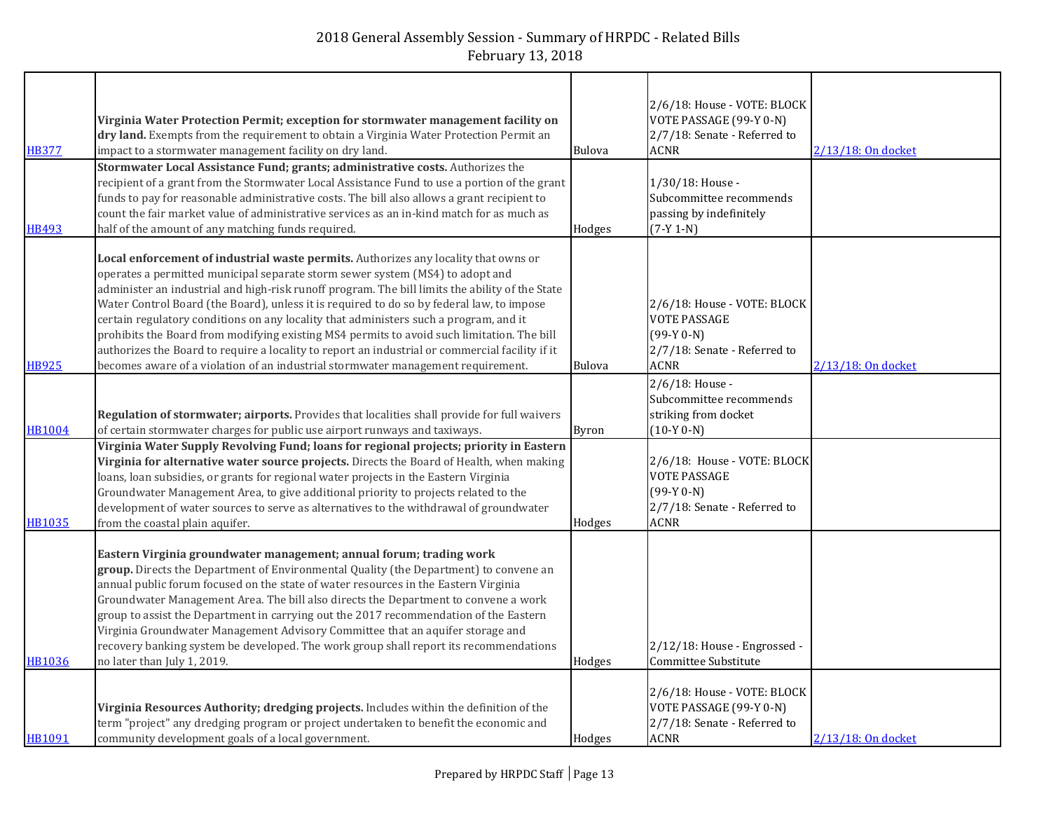# 2018 General Assembly Session - Summary of HRPDC - Related Bills
February 13, 2018

| | | | | |
|---|---|---|---|---|
| HB377 | **Virginia Water Protection Permit; exception for stormwater management facility on dry land.** Exempts from the requirement to obtain a Virginia Water Protection Permit an impact to a stormwater management facility on dry land. | Bulova | 2/6/18: House - VOTE: BLOCK VOTE PASSAGE (99-Y 0-N) 2/7/18: Senate - Referred to ACNR | 2/13/18: On docket |
| HB493 | **Stormwater Local Assistance Fund; grants; administrative costs.** Authorizes the recipient of a grant from the Stormwater Local Assistance Fund to use a portion of the grant funds to pay for reasonable administrative costs. The bill also allows a grant recipient to count the fair market value of administrative services as an in-kind match for as much as half of the amount of any matching funds required. | Hodges | 1/30/18: House - Subcommittee recommends passing by indefinitely (7-Y 1-N) | |
| HB925 | **Local enforcement of industrial waste permits.** Authorizes any locality that owns or operates a permitted municipal separate storm sewer system (MS4) to adopt and administer an industrial and high-risk runoff program. The bill limits the ability of the State Water Control Board (the Board), unless it is required to do so by federal law, to impose certain regulatory conditions on any locality that administers such a program, and it prohibits the Board from modifying existing MS4 permits to avoid such limitation. The bill authorizes the Board to require a locality to report an industrial or commercial facility if it becomes aware of a violation of an industrial stormwater management requirement. | Bulova | 2/6/18: House - VOTE: BLOCK VOTE PASSAGE (99-Y 0-N) 2/7/18: Senate - Referred to ACNR | 2/13/18: On docket |
| HB1004 | **Regulation of stormwater; airports.** Provides that localities shall provide for full waivers of certain stormwater charges for public use airport runways and taxiways. | Byron | 2/6/18: House - Subcommittee recommends striking from docket (10-Y 0-N) | |
| HB1035 | **Virginia Water Supply Revolving Fund; loans for regional projects; priority in Eastern Virginia for alternative water source projects.** Directs the Board of Health, when making loans, loan subsidies, or grants for regional water projects in the Eastern Virginia Groundwater Management Area, to give additional priority to projects related to the development of water sources to serve as alternatives to the withdrawal of groundwater from the coastal plain aquifer. | Hodges | 2/6/18: House - VOTE: BLOCK VOTE PASSAGE (99-Y 0-N) 2/7/18: Senate - Referred to ACNR | |
| HB1036 | **Eastern Virginia groundwater management; annual forum; trading work group.** Directs the Department of Environmental Quality (the Department) to convene an annual public forum focused on the state of water resources in the Eastern Virginia Groundwater Management Area. The bill also directs the Department to convene a work group to assist the Department in carrying out the 2017 recommendation of the Eastern Virginia Groundwater Management Advisory Committee that an aquifer storage and recovery banking system be developed. The work group shall report its recommendations no later than July 1, 2019. | Hodges | 2/12/18: House - Engrossed - Committee Substitute | |
| HB1091 | **Virginia Resources Authority; dredging projects.** Includes within the definition of the term "project" any dredging program or project undertaken to benefit the economic and community development goals of a local government. | Hodges | 2/6/18: House - VOTE: BLOCK VOTE PASSAGE (99-Y 0-N) 2/7/18: Senate - Referred to ACNR | 2/13/18: On docket |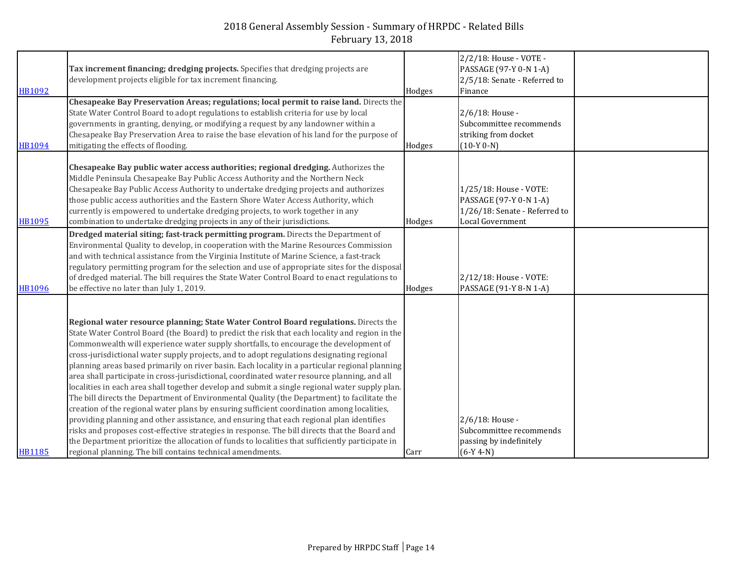# 2018 General Assembly Session - Summary of HRPDC - Related Bills
February 13, 2018

| | | | | |
|---|---|---|---|---|
| HB1092 | **Tax increment financing; dredging projects.** Specifies that dredging projects are development projects eligible for tax increment financing. | Hodges | 2/2/18: House - VOTE - PASSAGE (97-Y 0-N 1-A) 2/5/18: Senate - Referred to Finance | |
| HB1094 | **Chesapeake Bay Preservation Areas; regulations; local permit to raise land.** Directs the State Water Control Board to adopt regulations to establish criteria for use by local governments in granting, denying, or modifying a request by any landowner within a Chesapeake Bay Preservation Area to raise the base elevation of his land for the purpose of mitigating the effects of flooding. | Hodges | 2/6/18: House - Subcommittee recommends striking from docket (10-Y 0-N) | |
| HB1095 | **Chesapeake Bay public water access authorities; regional dredging.** Authorizes the Middle Peninsula Chesapeake Bay Public Access Authority and the Northern Neck Chesapeake Bay Public Access Authority to undertake dredging projects and authorizes those public access authorities and the Eastern Shore Water Access Authority, which currently is empowered to undertake dredging projects, to work together in any combination to undertake dredging projects in any of their jurisdictions. | Hodges | 1/25/18: House - VOTE: PASSAGE (97-Y 0-N 1-A) 1/26/18: Senate - Referred to Local Government | |
| HB1096 | **Dredged material siting; fast-track permitting program.** Directs the Department of Environmental Quality to develop, in cooperation with the Marine Resources Commission and with technical assistance from the Virginia Institute of Marine Science, a fast-track regulatory permitting program for the selection and use of appropriate sites for the disposal of dredged material. The bill requires the State Water Control Board to enact regulations to be effective no later than July 1, 2019. | Hodges | 2/12/18: House - VOTE: PASSAGE (91-Y 8-N 1-A) | |
| HB1185 | **Regional water resource planning; State Water Control Board regulations.** Directs the State Water Control Board (the Board) to predict the risk that each locality and region in the Commonwealth will experience water supply shortfalls, to encourage the development of cross-jurisdictional water supply projects, and to adopt regulations designating regional planning areas based primarily on river basin. Each locality in a particular regional planning area shall participate in cross-jurisdictional, coordinated water resource planning, and all localities in each area shall together develop and submit a single regional water supply plan. The bill directs the Department of Environmental Quality (the Department) to facilitate the creation of the regional water plans by ensuring sufficient coordination among localities, providing planning and other assistance, and ensuring that each regional plan identifies risks and proposes cost-effective strategies in response. The bill directs that the Board and the Department prioritize the allocation of funds to localities that sufficiently participate in regional planning. The bill contains technical amendments. | Carr | 2/6/18: House - Subcommittee recommends passing by indefinitely (6-Y 4-N) | |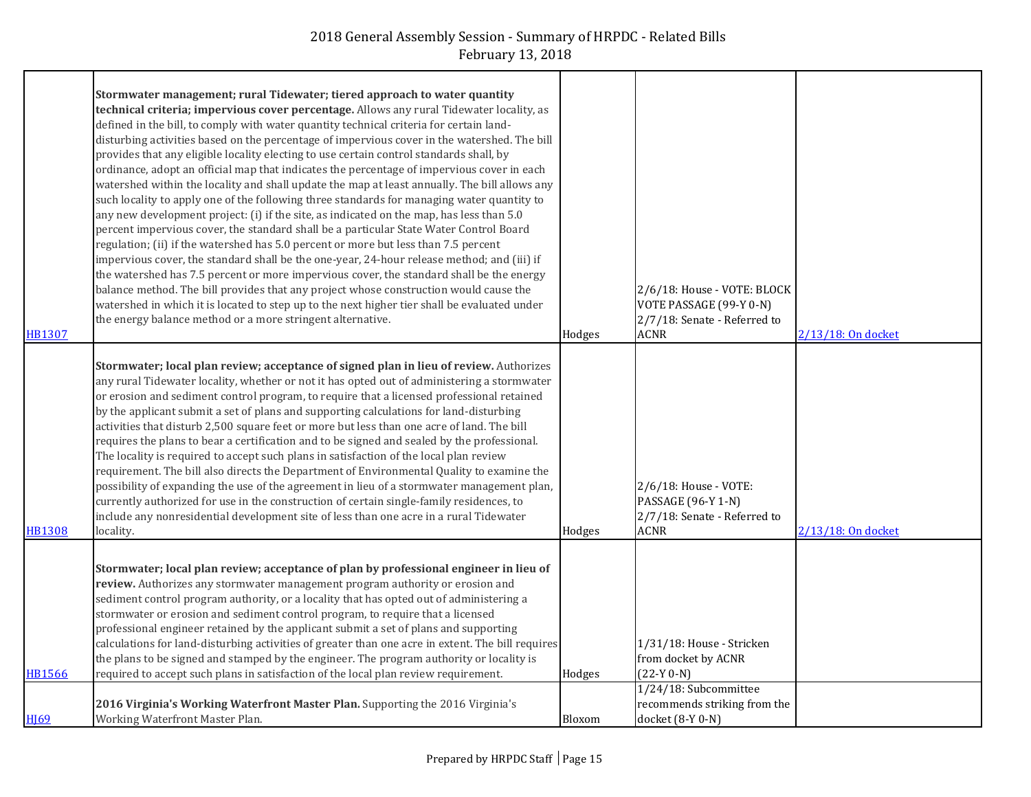| | | | | |
|---|---|---|---|---|
| HB1307 | **Stormwater management; rural Tidewater; tiered approach to water quantity technical criteria; impervious cover percentage.** Allows any rural Tidewater locality, as defined in the bill, to comply with water quantity technical criteria for certain land-disturbing activities based on the percentage of impervious cover in the watershed. The bill provides that any eligible locality electing to use certain control standards shall, by ordinance, adopt an official map that indicates the percentage of impervious cover in each watershed within the locality and shall update the map at least annually. The bill allows any such locality to apply one of the following three standards for managing water quantity to any new development project: (i) if the site, as indicated on the map, has less than 5.0 percent impervious cover, the standard shall be a particular State Water Control Board regulation; (ii) if the watershed has 5.0 percent or more but less than 7.5 percent impervious cover, the standard shall be the one-year, 24-hour release method; and (iii) if the watershed has 7.5 percent or more impervious cover, the standard shall be the energy balance method. The bill provides that any project whose construction would cause the watershed in which it is located to step up to the next higher tier shall be evaluated under the energy balance method or a more stringent alternative. | Hodges | 2/6/18: House - VOTE: BLOCK VOTE PASSAGE (99-Y 0-N) 2/7/18: Senate - Referred to ACNR | 2/13/18: On docket |
| HB1308 | **Stormwater; local plan review; acceptance of signed plan in lieu of review.** Authorizes any rural Tidewater locality, whether or not it has opted out of administering a stormwater or erosion and sediment control program, to require that a licensed professional retained by the applicant submit a set of plans and supporting calculations for land-disturbing activities that disturb 2,500 square feet or more but less than one acre of land. The bill requires the plans to bear a certification and to be signed and sealed by the professional. The locality is required to accept such plans in satisfaction of the local plan review requirement. The bill also directs the Department of Environmental Quality to examine the possibility of expanding the use of the agreement in lieu of a stormwater management plan, currently authorized for use in the construction of certain single-family residences, to include any nonresidential development site of less than one acre in a rural Tidewater locality. | Hodges | 2/6/18: House - VOTE: PASSAGE (96-Y 1-N) 2/7/18: Senate - Referred to ACNR | 2/13/18: On docket |
| HB1566 | **Stormwater; local plan review; acceptance of plan by professional engineer in lieu of review.** Authorizes any stormwater management program authority or erosion and sediment control program authority, or a locality that has opted out of administering a stormwater or erosion and sediment control program, to require that a licensed professional engineer retained by the applicant submit a set of plans and supporting calculations for land-disturbing activities of greater than one acre in extent. The bill requires the plans to be signed and stamped by the engineer. The program authority or locality is required to accept such plans in satisfaction of the local plan review requirement. | Hodges | 1/31/18: House - Stricken from docket by ACNR (22-Y 0-N) | |
| HJ69 | **2016 Virginia's Working Waterfront Master Plan.** Supporting the 2016 Virginia's Working Waterfront Master Plan. | Bloxom | 1/24/18: Subcommittee recommends striking from the docket (8-Y 0-N) | |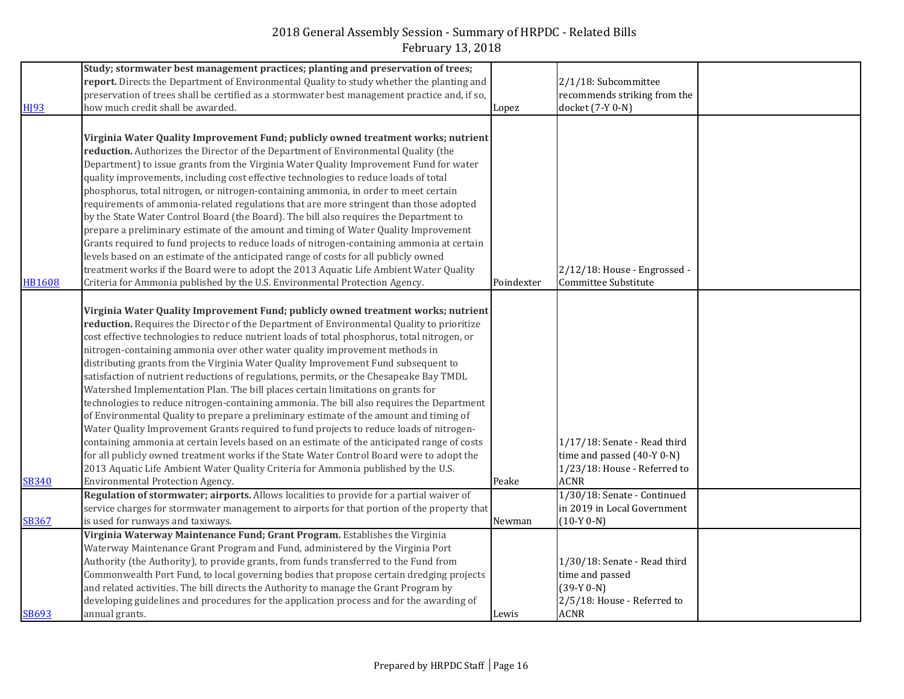2018 General Assembly Session - Summary of HRPDC - Related Bills
February 13, 2018

| | | | | |
|---|---|---|---|---|
| HJ93 | **Study; stormwater best management practices; planting and preservation of trees; report.** Directs the Department of Environmental Quality to study whether the planting and preservation of trees shall be certified as a stormwater best management practice and, if so, how much credit shall be awarded. | Lopez | 2/1/18: Subcommittee recommends striking from the docket (7-Y 0-N) | |
| HB1608 | **Virginia Water Quality Improvement Fund; publicly owned treatment works; nutrient reduction.** Authorizes the Director of the Department of Environmental Quality (the Department) to issue grants from the Virginia Water Quality Improvement Fund for water quality improvements, including cost effective technologies to reduce loads of total phosphorus, total nitrogen, or nitrogen-containing ammonia, in order to meet certain requirements of ammonia-related regulations that are more stringent than those adopted by the State Water Control Board (the Board). The bill also requires the Department to prepare a preliminary estimate of the amount and timing of Water Quality Improvement Grants required to fund projects to reduce loads of nitrogen-containing ammonia at certain levels based on an estimate of the anticipated range of costs for all publicly owned treatment works if the Board were to adopt the 2013 Aquatic Life Ambient Water Quality Criteria for Ammonia published by the U.S. Environmental Protection Agency. | Poindexter | 2/12/18: House - Engrossed - Committee Substitute | |
| SB340 | **Virginia Water Quality Improvement Fund; publicly owned treatment works; nutrient reduction.** Requires the Director of the Department of Environmental Quality to prioritize cost effective technologies to reduce nutrient loads of total phosphorus, total nitrogen, or nitrogen-containing ammonia over other water quality improvement methods in distributing grants from the Virginia Water Quality Improvement Fund subsequent to satisfaction of nutrient reductions of regulations, permits, or the Chesapeake Bay TMDL Watershed Implementation Plan. The bill places certain limitations on grants for technologies to reduce nitrogen-containing ammonia. The bill also requires the Department of Environmental Quality to prepare a preliminary estimate of the amount and timing of Water Quality Improvement Grants required to fund projects to reduce loads of nitrogen-containing ammonia at certain levels based on an estimate of the anticipated range of costs for all publicly owned treatment works if the State Water Control Board were to adopt the 2013 Aquatic Life Ambient Water Quality Criteria for Ammonia published by the U.S. Environmental Protection Agency. | Peake | 1/17/18: Senate - Read third time and passed (40-Y 0-N) 1/23/18: House - Referred to ACNR | |
| SB367 | **Regulation of stormwater; airports.** Allows localities to provide for a partial waiver of service charges for stormwater management to airports for that portion of the property that is used for runways and taxiways. | Newman | 1/30/18: Senate - Continued in 2019 in Local Government (10-Y 0-N) | |
| SB693 | **Virginia Waterway Maintenance Fund; Grant Program.** Establishes the Virginia Waterway Maintenance Grant Program and Fund, administered by the Virginia Port Authority (the Authority), to provide grants, from funds transferred to the Fund from Commonwealth Port Fund, to local governing bodies that propose certain dredging projects and related activities. The bill directs the Authority to manage the Grant Program by developing guidelines and procedures for the application process and for the awarding of annual grants. | Lewis | 1/30/18: Senate - Read third time and passed (39-Y 0-N) 2/5/18: House - Referred to ACNR | |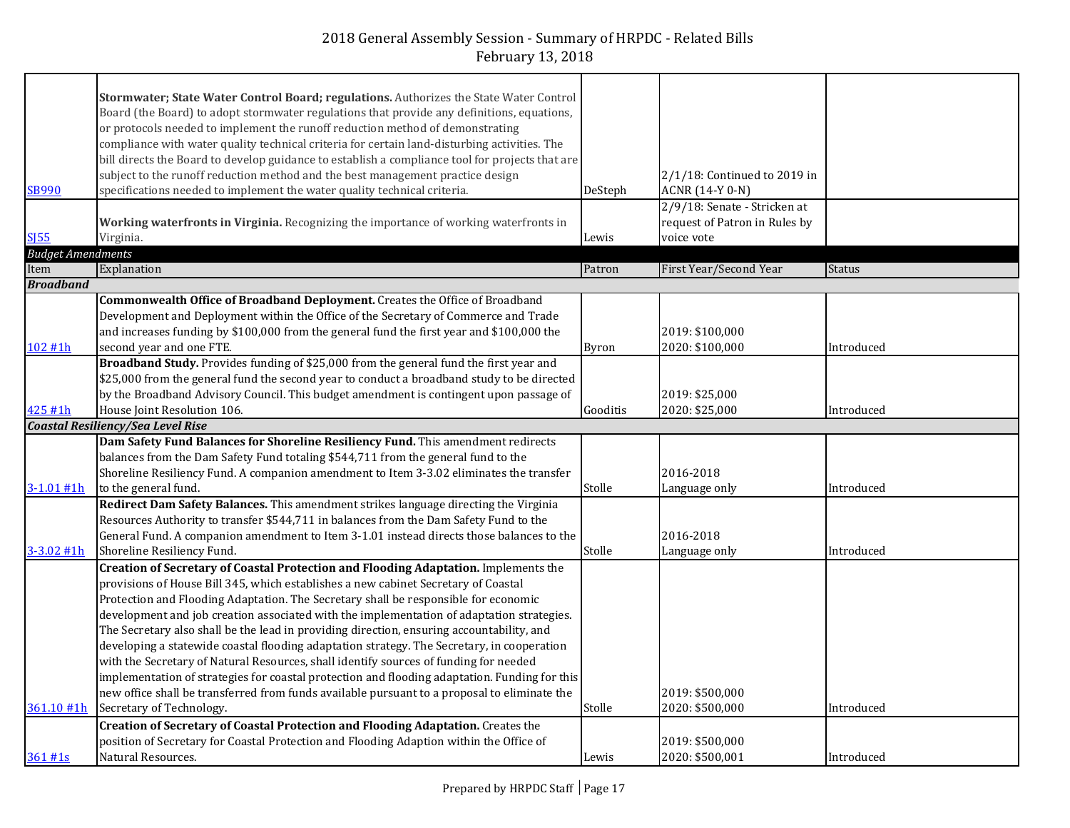# 2018 General Assembly Session - Summary of HRPDC - Related Bills
February 13, 2018

| | | | | |
|---|---|---|---|---|
| SB990 | **Stormwater; State Water Control Board; regulations.** Authorizes the State Water Control Board (the Board) to adopt stormwater regulations that provide any definitions, equations, or protocols needed to implement the runoff reduction method of demonstrating compliance with water quality technical criteria for certain land-disturbing activities. The bill directs the Board to develop guidance to establish a compliance tool for projects that are subject to the runoff reduction method and the best management practice design specifications needed to implement the water quality technical criteria. | DeSteph | 2/1/18: Continued to 2019 in ACNR (14-Y 0-N) | |
| SJ55 | **Working waterfronts in Virginia.** Recognizing the importance of working waterfronts in Virginia. | Lewis | 2/9/18: Senate - Stricken at request of Patron in Rules by voice vote | |
| *Budget Amendments* | | | | |
| Item | Explanation | Patron | First Year/Second Year | Status |
| ***Broadband*** | | | | |
| 102 #1h | **Commonwealth Office of Broadband Deployment.** Creates the Office of Broadband Development and Deployment within the Office of the Secretary of Commerce and Trade and increases funding by $100,000 from the general fund the first year and $100,000 the second year and one FTE. | Byron | 2019: $100,000<br>2020: $100,000 | Introduced |
| 425 #1h | **Broadband Study.** Provides funding of $25,000 from the general fund the first year and $25,000 from the general fund the second year to conduct a broadband study to be directed by the Broadband Advisory Council. This budget amendment is contingent upon passage of House Joint Resolution 106. | Gooditis | 2019: $25,000<br>2020: $25,000 | Introduced |
| ***Coastal Resiliency/Sea Level Rise*** | | | | |
| 3-1.01 #1h | **Dam Safety Fund Balances for Shoreline Resiliency Fund.** This amendment redirects balances from the Dam Safety Fund totaling $544,711 from the general fund to the Shoreline Resiliency Fund. A companion amendment to Item 3-3.02 eliminates the transfer to the general fund. | Stolle | 2016-2018<br>Language only | Introduced |
| 3-3.02 #1h | **Redirect Dam Safety Balances.** This amendment strikes language directing the Virginia Resources Authority to transfer $544,711 in balances from the Dam Safety Fund to the General Fund. A companion amendment to Item 3-1.01 instead directs those balances to the Shoreline Resiliency Fund. | Stolle | 2016-2018<br>Language only | Introduced |
| 361.10 #1h | **Creation of Secretary of Coastal Protection and Flooding Adaptation.** Implements the provisions of House Bill 345, which establishes a new cabinet Secretary of Coastal Protection and Flooding Adaptation. The Secretary shall be responsible for economic development and job creation associated with the implementation of adaptation strategies. The Secretary also shall be the lead in providing direction, ensuring accountability, and developing a statewide coastal flooding adaptation strategy. The Secretary, in cooperation with the Secretary of Natural Resources, shall identify sources of funding for needed implementation of strategies for coastal protection and flooding adaptation. Funding for this new office shall be transferred from funds available pursuant to a proposal to eliminate the Secretary of Technology. | Stolle | 2019: $500,000<br>2020: $500,000 | Introduced |
| 361 #1s | **Creation of Secretary of Coastal Protection and Flooding Adaptation.** Creates the position of Secretary for Coastal Protection and Flooding Adaption within the Office of Natural Resources. | Lewis | 2019: $500,000<br>2020: $500,001 | Introduced |

Prepared by HRPDC Staff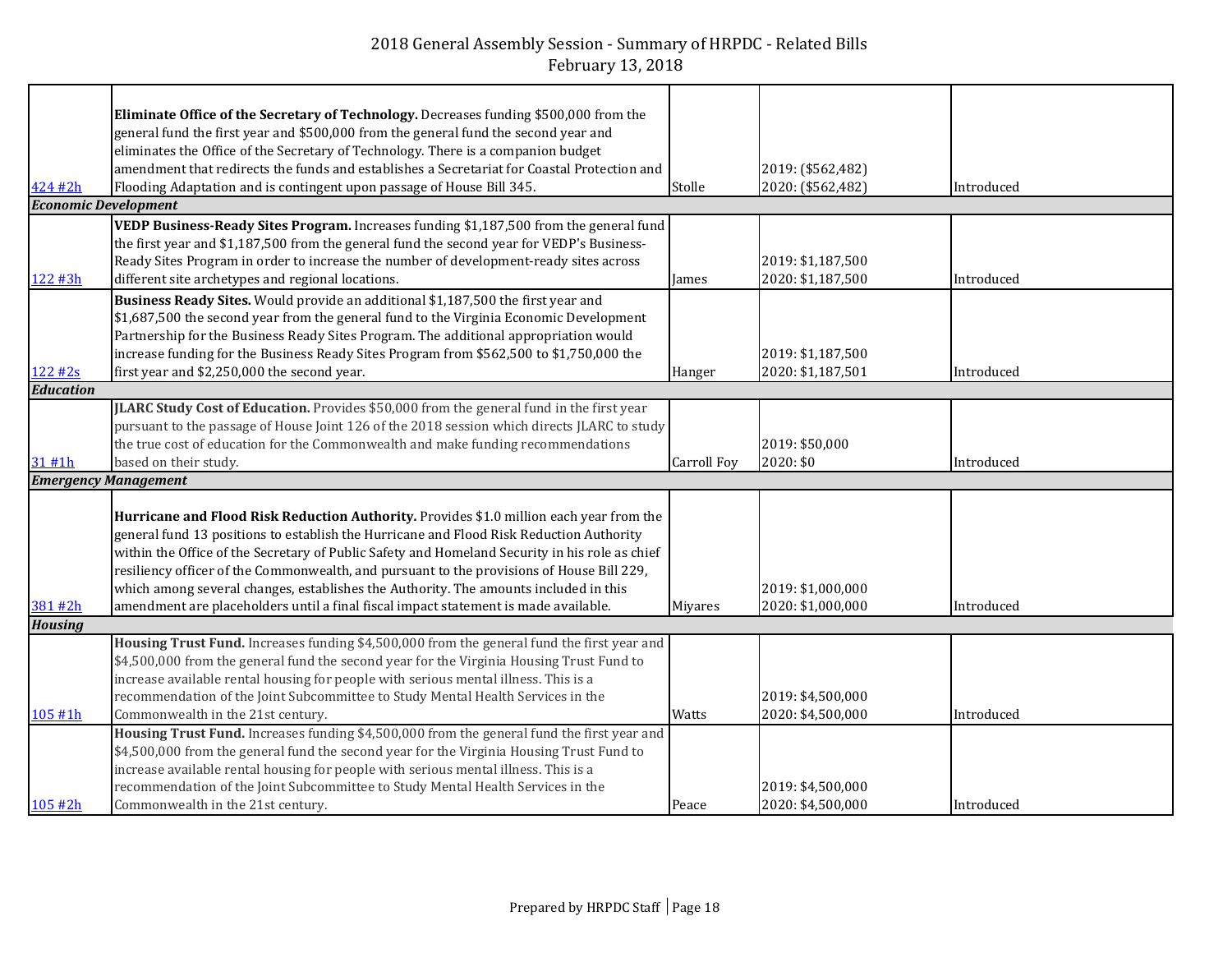| | | | | |
|---|---|---|---|---|
| 424 #2h | **Eliminate Office of the Secretary of Technology.** Decreases funding $500,000 from the general fund the first year and $500,000 from the general fund the second year and eliminates the Office of the Secretary of Technology. There is a companion budget amendment that redirects the funds and establishes a Secretariat for Coastal Protection and Flooding Adaptation and is contingent upon passage of House Bill 345. | Stolle | 2019: ($562,482)<br>2020: ($562,482) | Introduced |
| ***Economic Development*** | | | | |
| 122 #3h | **VEDP Business-Ready Sites Program.** Increases funding $1,187,500 from the general fund the first year and $1,187,500 from the general fund the second year for VEDP's Business-Ready Sites Program in order to increase the number of development-ready sites across different site archetypes and regional locations. | James | 2019: $1,187,500<br>2020: $1,187,500 | Introduced |
| 122 #2s | **Business Ready Sites.** Would provide an additional $1,187,500 the first year and $1,687,500 the second year from the general fund to the Virginia Economic Development Partnership for the Business Ready Sites Program. The additional appropriation would increase funding for the Business Ready Sites Program from $562,500 to $1,750,000 the first year and $2,250,000 the second year. | Hanger | 2019: $1,187,500<br>2020: $1,187,501 | Introduced |
| ***Education*** | | | | |
| 31 #1h | **JLARC Study Cost of Education.** Provides $50,000 from the general fund in the first year pursuant to the passage of House Joint 126 of the 2018 session which directs JLARC to study the true cost of education for the Commonwealth and make funding recommendations based on their study. | Carroll Foy | 2019: $50,000<br>2020: $0 | Introduced |
| ***Emergency Management*** | | | | |
| 381 #2h | **Hurricane and Flood Risk Reduction Authority.** Provides $1.0 million each year from the general fund 13 positions to establish the Hurricane and Flood Risk Reduction Authority within the Office of the Secretary of Public Safety and Homeland Security in his role as chief resiliency officer of the Commonwealth, and pursuant to the provisions of House Bill 229, which among several changes, establishes the Authority. The amounts included in this amendment are placeholders until a final fiscal impact statement is made available. | Miyares | 2019: $1,000,000<br>2020: $1,000,000 | Introduced |
| ***Housing*** | | | | |
| 105 #1h | **Housing Trust Fund.** Increases funding $4,500,000 from the general fund the first year and $4,500,000 from the general fund the second year for the Virginia Housing Trust Fund to increase available rental housing for people with serious mental illness. This is a recommendation of the Joint Subcommittee to Study Mental Health Services in the Commonwealth in the 21st century. | Watts | 2019: $4,500,000<br>2020: $4,500,000 | Introduced |
| 105 #2h | **Housing Trust Fund.** Increases funding $4,500,000 from the general fund the first year and $4,500,000 from the general fund the second year for the Virginia Housing Trust Fund to increase available rental housing for people with serious mental illness. This is a recommendation of the Joint Subcommittee to Study Mental Health Services in the Commonwealth in the 21st century. | Peace | 2019: $4,500,000<br>2020: $4,500,000 | Introduced |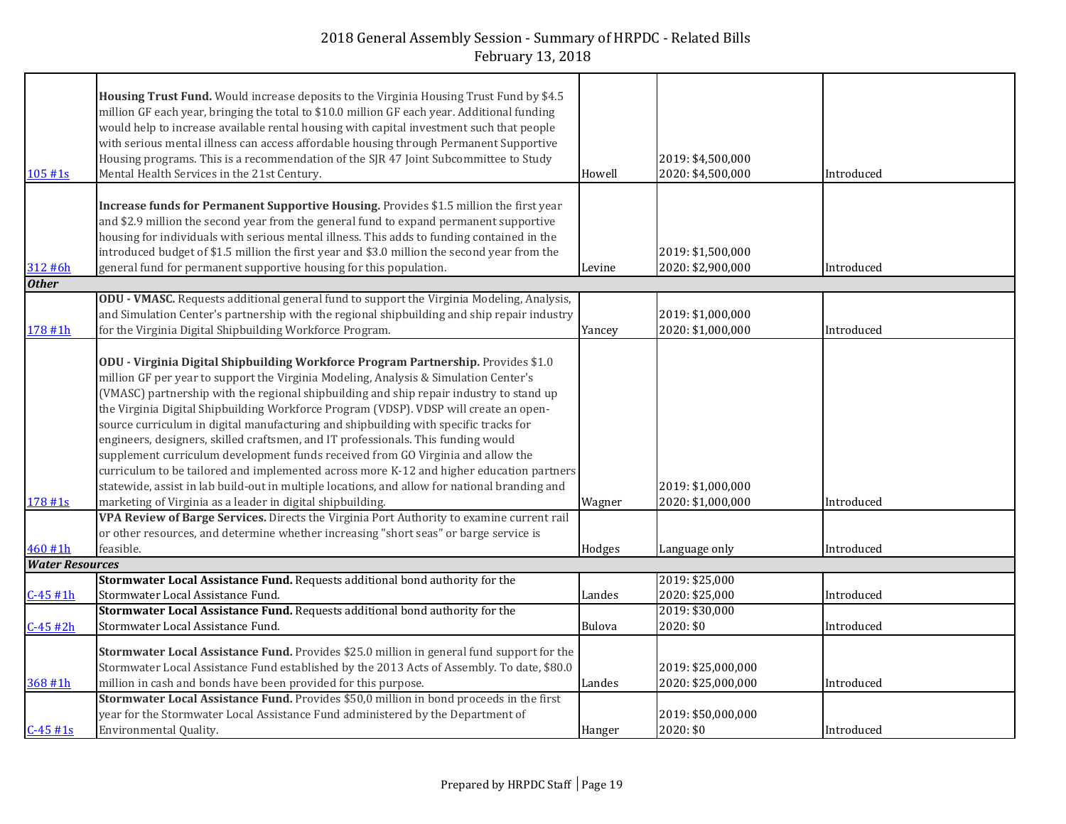# 2018 General Assembly Session - Summary of HRPDC - Related Bills
February 13, 2018

| | | | | |
|---|---|---|---|---|
| 105 #1s | **Housing Trust Fund.** Would increase deposits to the Virginia Housing Trust Fund by $4.5 million GF each year, bringing the total to $10.0 million GF each year. Additional funding would help to increase available rental housing with capital investment such that people with serious mental illness can access affordable housing through Permanent Supportive Housing programs. This is a recommendation of the SJR 47 Joint Subcommittee to Study Mental Health Services in the 21st Century. | Howell | 2019: $4,500,000<br>2020: $4,500,000 | Introduced |
| 312 #6h | **Increase funds for Permanent Supportive Housing.** Provides $1.5 million the first year and $2.9 million the second year from the general fund to expand permanent supportive housing for individuals with serious mental illness. This adds to funding contained in the introduced budget of $1.5 million the first year and $3.0 million the second year from the general fund for permanent supportive housing for this population. | Levine | 2019: $1,500,000<br>2020: $2,900,000 | Introduced |
| ***Other*** | | | | |
| 178 #1h | **ODU - VMASC.** Requests additional general fund to support the Virginia Modeling, Analysis, and Simulation Center's partnership with the regional shipbuilding and ship repair industry for the Virginia Digital Shipbuilding Workforce Program. | Yancey | 2019: $1,000,000<br>2020: $1,000,000 | Introduced |
| 178 #1s | **ODU - Virginia Digital Shipbuilding Workforce Program Partnership.** Provides $1.0 million GF per year to support the Virginia Modeling, Analysis & Simulation Center's (VMASC) partnership with the regional shipbuilding and ship repair industry to stand up the Virginia Digital Shipbuilding Workforce Program (VDSP). VDSP will create an open-source curriculum in digital manufacturing and shipbuilding with specific tracks for engineers, designers, skilled craftsmen, and IT professionals. This funding would supplement curriculum development funds received from GO Virginia and allow the curriculum to be tailored and implemented across more K-12 and higher education partners statewide, assist in lab build-out in multiple locations, and allow for national branding and marketing of Virginia as a leader in digital shipbuilding. | Wagner | 2019: $1,000,000<br>2020: $1,000,000 | Introduced |
| 460 #1h | **VPA Review of Barge Services.** Directs the Virginia Port Authority to examine current rail or other resources, and determine whether increasing "short seas" or barge service is feasible. | Hodges | Language only | Introduced |
| ***Water Resources*** | | | | |
| C-45 #1h | **Stormwater Local Assistance Fund.** Requests additional bond authority for the Stormwater Local Assistance Fund. | Landes | 2019: $25,000<br>2020: $25,000 | Introduced |
| C-45 #2h | **Stormwater Local Assistance Fund.** Requests additional bond authority for the Stormwater Local Assistance Fund. | Bulova | 2019: $30,000<br>2020: $0 | Introduced |
| 368 #1h | **Stormwater Local Assistance Fund.** Provides $25.0 million in general fund support for the Stormwater Local Assistance Fund established by the 2013 Acts of Assembly. To date, $80.0 million in cash and bonds have been provided for this purpose. | Landes | 2019: $25,000,000<br>2020: $25,000,000 | Introduced |
| C-45 #1s | **Stormwater Local Assistance Fund.** Provides $50,0 million in bond proceeds in the first year for the Stormwater Local Assistance Fund administered by the Department of Environmental Quality. | Hanger | 2019: $50,000,000<br>2020: $0 | Introduced |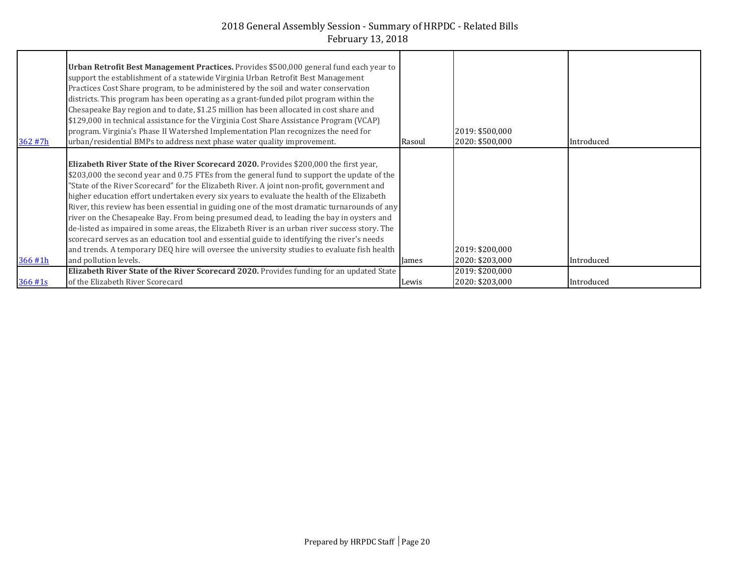| | | | | |
|---|---|---|---|---|
| 362 #7h | **Urban Retrofit Best Management Practices.** Provides $500,000 general fund each year to support the establishment of a statewide Virginia Urban Retrofit Best Management Practices Cost Share program, to be administered by the soil and water conservation districts. This program has been operating as a grant-funded pilot program within the Chesapeake Bay region and to date, $1.25 million has been allocated in cost share and $129,000 in technical assistance for the Virginia Cost Share Assistance Program (VCAP) program. Virginia's Phase II Watershed Implementation Plan recognizes the need for urban/residential BMPs to address next phase water quality improvement. | Rasoul | 2019: $500,000<br>2020: $500,000 | Introduced |
| 366 #1h | **Elizabeth River State of the River Scorecard 2020.** Provides $200,000 the first year, $203,000 the second year and 0.75 FTEs from the general fund to support the update of the "State of the River Scorecard" for the Elizabeth River. A joint non-profit, government and higher education effort undertaken every six years to evaluate the health of the Elizabeth River, this review has been essential in guiding one of the most dramatic turnarounds of any river on the Chesapeake Bay. From being presumed dead, to leading the bay in oysters and de-listed as impaired in some areas, the Elizabeth River is an urban river success story. The scorecard serves as an education tool and essential guide to identifying the river's needs and trends. A temporary DEQ hire will oversee the university studies to evaluate fish health and pollution levels. | James | 2019: $200,000<br>2020: $203,000 | Introduced |
| 366 #1s | **Elizabeth River State of the River Scorecard 2020.** Provides funding for an updated State of the Elizabeth River Scorecard | Lewis | 2019: $200,000<br>2020: $203,000 | Introduced |